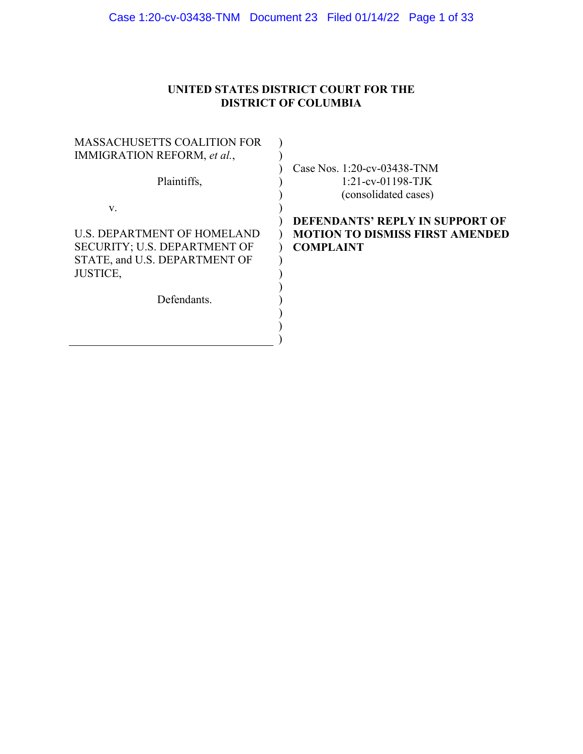**UNITED STATES DISTRICT COURT FOR THE DISTRICT OF COLUMBIA**

MASSACHUSETTS COALITION FOR IMMIGRATION REFORM, *et al.*,

Plaintiffs,

v.

U.S. DEPARTMENT OF HOMELAND SECURITY; U.S. DEPARTMENT OF STATE, and U.S. DEPARTMENT OF JUSTICE,

Defendants.

Case Nos. 1:20-cv-03438-TNM
1:21-cv-01198-TJK
(consolidated cases)

**DEFENDANTS' REPLY IN SUPPORT OF MOTION TO DISMISS FIRST AMENDED COMPLAINT**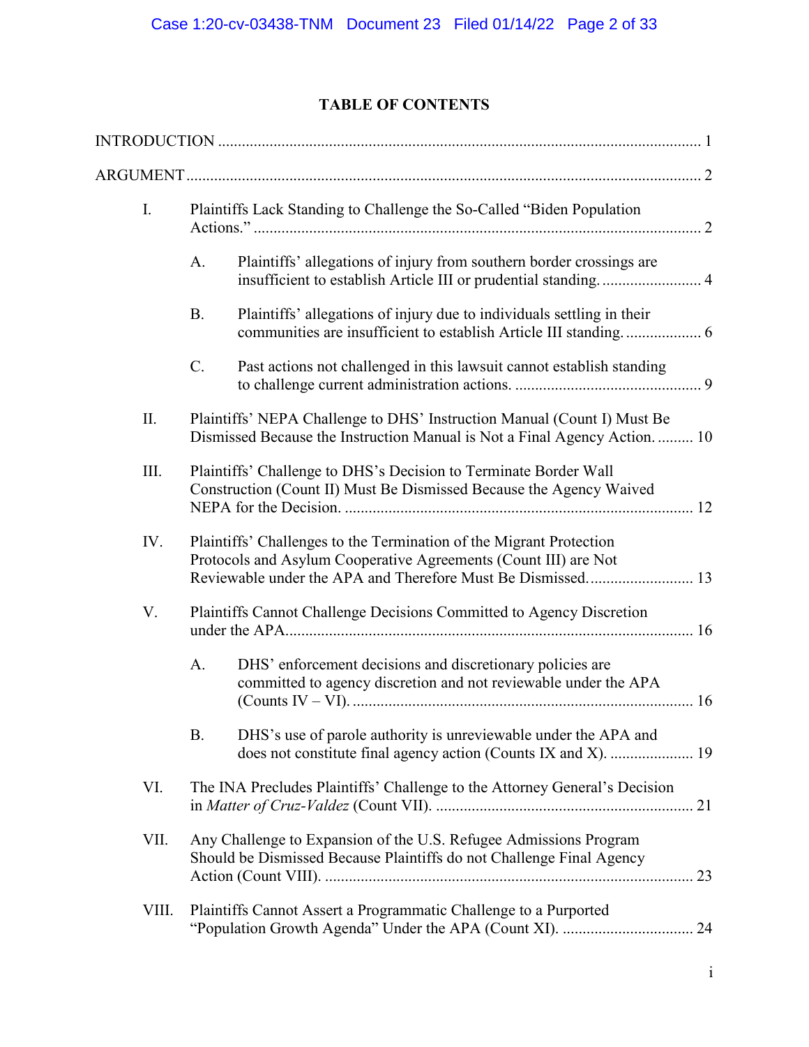# TABLE OF CONTENTS

INTRODUCTION ........................................................................................................................ 1

ARGUMENT ............................................................................................................................. 2

I. Plaintiffs Lack Standing to Challenge the So-Called "Biden Population Actions." ................................................................................................................ 2

  A. Plaintiffs' allegations of injury from southern border crossings are insufficient to establish Article III or prudential standing. ......................... 4

  B. Plaintiffs' allegations of injury due to individuals settling in their communities are insufficient to establish Article III standing. .................. 6

  C. Past actions not challenged in this lawsuit cannot establish standing to challenge current administration actions. .............................................. 9

II. Plaintiffs' NEPA Challenge to DHS' Instruction Manual (Count I) Must Be Dismissed Because the Instruction Manual is Not a Final Agency Action. ......... 10

III. Plaintiffs' Challenge to DHS's Decision to Terminate Border Wall Construction (Count II) Must Be Dismissed Because the Agency Waived NEPA for the Decision. ....................................................................................... 12

IV. Plaintiffs' Challenges to the Termination of the Migrant Protection Protocols and Asylum Cooperative Agreements (Count III) are Not Reviewable under the APA and Therefore Must Be Dismissed. .......................... 13

V. Plaintiffs Cannot Challenge Decisions Committed to Agency Discretion under the APA. .................................................................................................... 16

  A. DHS' enforcement decisions and discretionary policies are committed to agency discretion and not reviewable under the APA (Counts IV – VI). ..................................................................................... 16

  B. DHS's use of parole authority is unreviewable under the APA and does not constitute final agency action (Counts IX and X). ..................... 19

VI. The INA Precludes Plaintiffs' Challenge to the Attorney General's Decision in *Matter of Cruz-Valdez* (Count VII). ................................................................ 21

VII. Any Challenge to Expansion of the U.S. Refugee Admissions Program Should be Dismissed Because Plaintiffs do not Challenge Final Agency Action (Count VIII). ............................................................................................ 23

VIII. Plaintiffs Cannot Assert a Programmatic Challenge to a Purported "Population Growth Agenda" Under the APA (Count XI). ................................. 24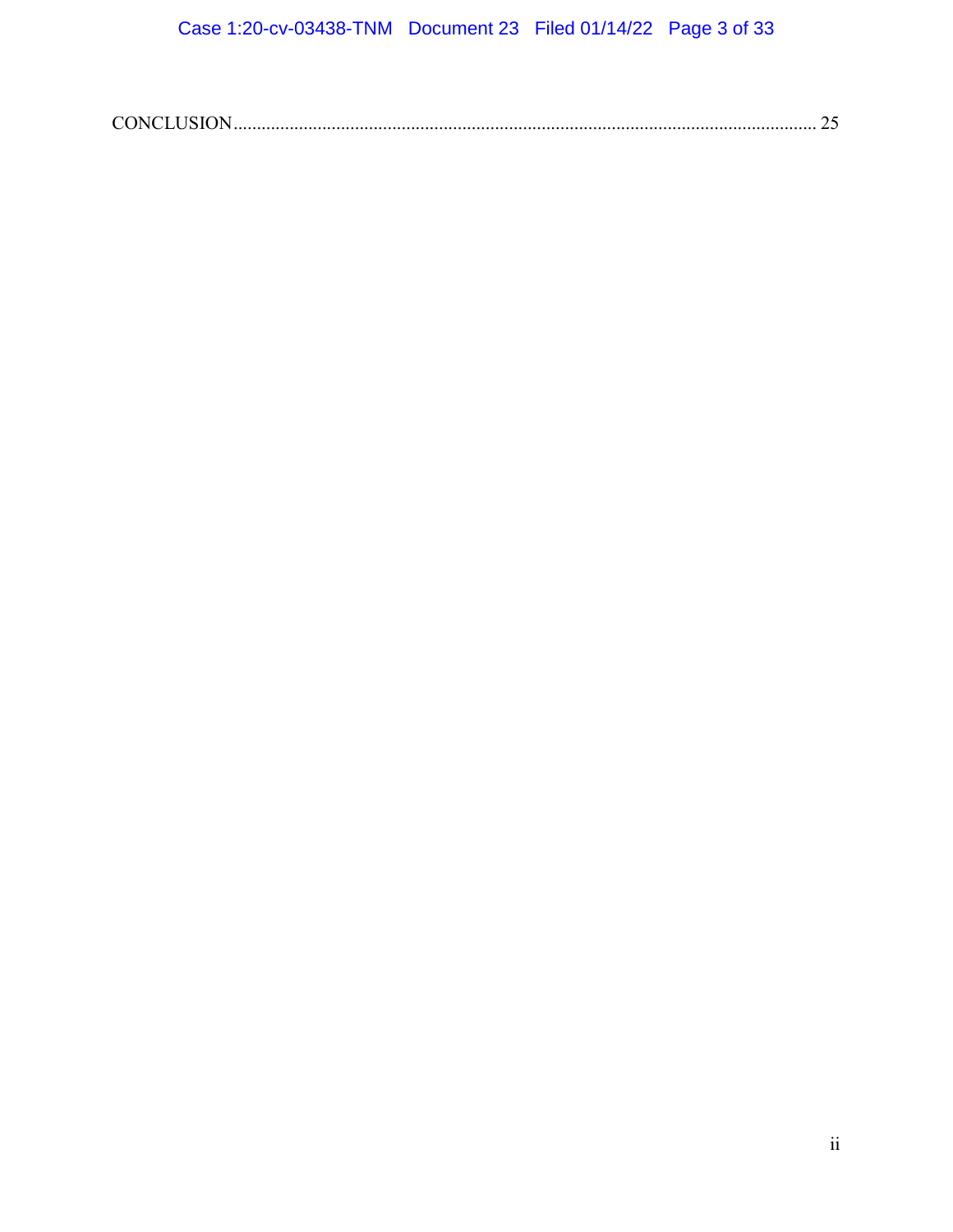CONCLUSION........................................................................................................................... 25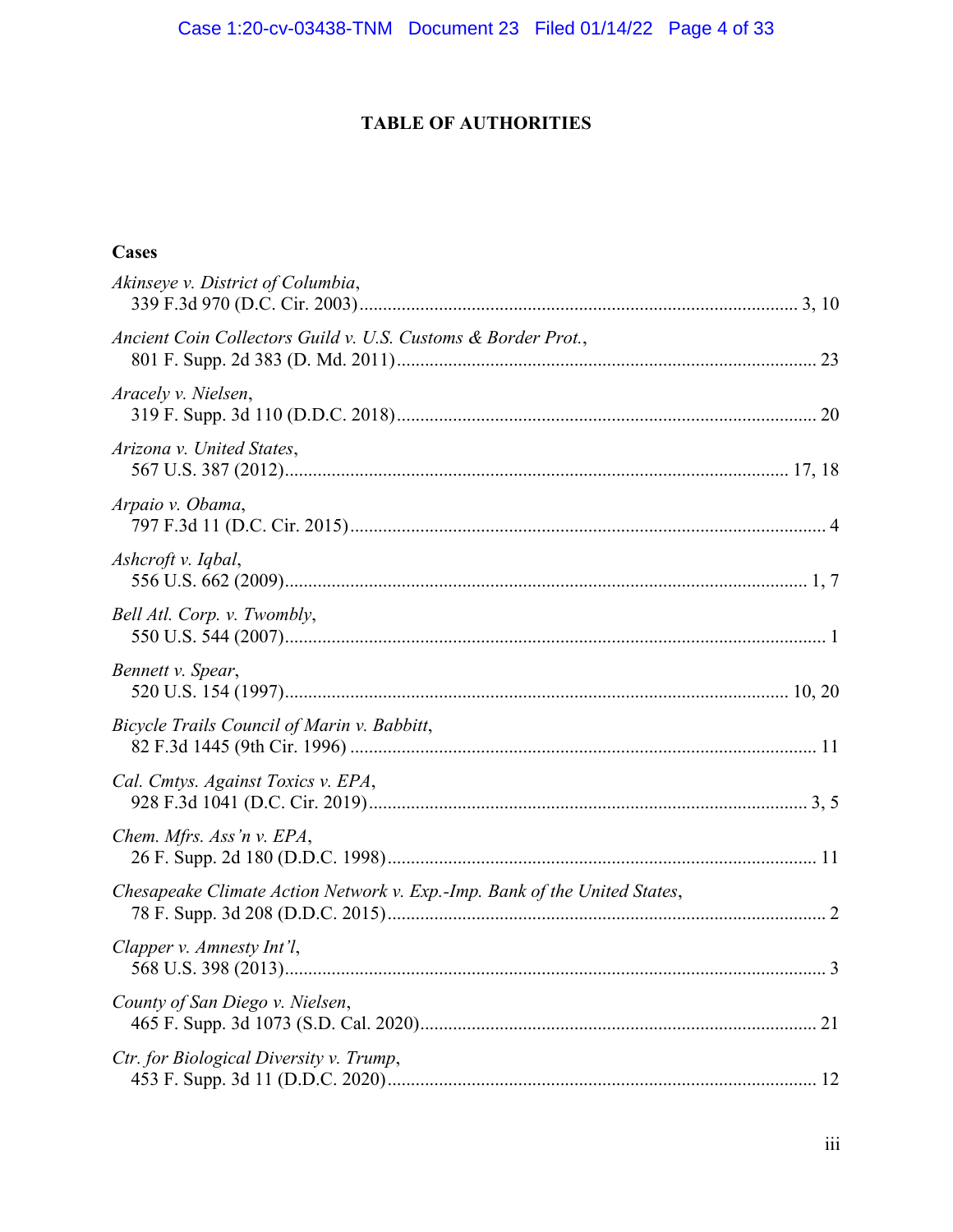## TABLE OF AUTHORITIES

### Cases

*Akinseye v. District of Columbia*,
339 F.3d 970 (D.C. Cir. 2003)........................................................................................ 3, 10

*Ancient Coin Collectors Guild v. U.S. Customs & Border Prot.*,
801 F. Supp. 2d 383 (D. Md. 2011)..................................................................................... 23

*Aracely v. Nielsen*,
319 F. Supp. 3d 110 (D.D.C. 2018)..................................................................................... 20

*Arizona v. United States*,
567 U.S. 387 (2012)........................................................................................................ 17, 18

*Arpaio v. Obama*,
797 F.3d 11 (D.C. Cir. 2015).................................................................................................. 4

*Ashcroft v. Iqbal*,
556 U.S. 662 (2009)............................................................................................................ 1, 7

*Bell Atl. Corp. v. Twombly*,
550 U.S. 544 (2007)................................................................................................................ 1

*Bennett v. Spear*,
520 U.S. 154 (1997)........................................................................................................ 10, 20

*Bicycle Trails Council of Marin v. Babbitt*,
82 F.3d 1445 (9th Cir. 1996) ................................................................................................ 11

*Cal. Cmtys. Against Toxics v. EPA*,
928 F.3d 1041 (D.C. Cir. 2019)........................................................................................... 3, 5

*Chem. Mfrs. Ass'n v. EPA*,
26 F. Supp. 2d 180 (D.D.C. 1998)........................................................................................ 11

*Chesapeake Climate Action Network v. Exp.-Imp. Bank of the United States*,
78 F. Supp. 3d 208 (D.D.C. 2015).......................................................................................... 2

*Clapper v. Amnesty Int'l*,
568 U.S. 398 (2013)................................................................................................................ 3

*County of San Diego v. Nielsen*,
465 F. Supp. 3d 1073 (S.D. Cal. 2020)................................................................................. 21

*Ctr. for Biological Diversity v. Trump*,
453 F. Supp. 3d 11 (D.D.C. 2020)........................................................................................ 12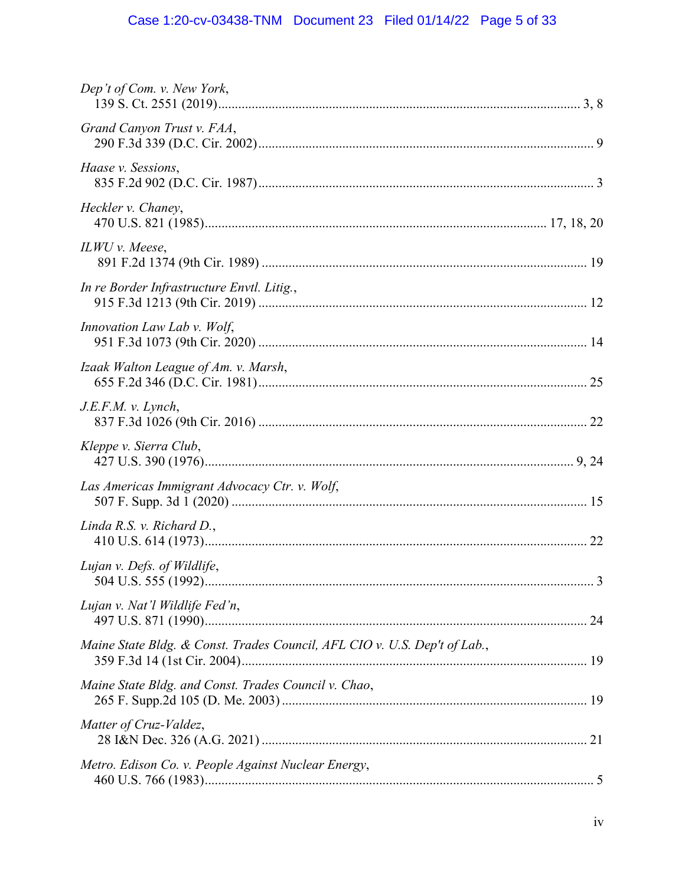*Dep't of Com. v. New York*,
139 S. Ct. 2551 (2019)............................................................................................................ 3, 8

*Grand Canyon Trust v. FAA*,
290 F.3d 339 (D.C. Cir. 2002)................................................................................................... 9

*Haase v. Sessions*,
835 F.2d 902 (D.C. Cir. 1987)................................................................................................... 3

*Heckler v. Chaney*,
470 U.S. 821 (1985).................................................................................................... 17, 18, 20

*ILWU v. Meese*,
891 F.2d 1374 (9th Cir. 1989) ............................................................................................... 19

*In re Border Infrastructure Envtl. Litig.*,
915 F.3d 1213 (9th Cir. 2019) ................................................................................................ 12

*Innovation Law Lab v. Wolf*,
951 F.3d 1073 (9th Cir. 2020) ................................................................................................ 14

*Izaak Walton League of Am. v. Marsh*,
655 F.2d 346 (D.C. Cir. 1981)................................................................................................. 25

*J.E.F.M. v. Lynch*,
837 F.3d 1026 (9th Cir. 2016) ................................................................................................ 22

*Kleppe v. Sierra Club*,
427 U.S. 390 (1976)............................................................................................................ 9, 24

*Las Americas Immigrant Advocacy Ctr. v. Wolf*,
507 F. Supp. 3d 1 (2020) ........................................................................................................ 15

*Linda R.S. v. Richard D.*,
410 U.S. 614 (1973)................................................................................................................ 22

*Lujan v. Defs. of Wildlife*,
504 U.S. 555 (1992).................................................................................................................. 3

*Lujan v. Nat'l Wildlife Fed'n*,
497 U.S. 871 (1990)................................................................................................................ 24

*Maine State Bldg. & Const. Trades Council, AFL CIO v. U.S. Dep't of Lab.*,
359 F.3d 14 (1st Cir. 2004)..................................................................................................... 19

*Maine State Bldg. and Const. Trades Council v. Chao*,
265 F. Supp.2d 105 (D. Me. 2003) ......................................................................................... 19

*Matter of Cruz-Valdez*,
28 I&N Dec. 326 (A.G. 2021) ................................................................................................ 21

*Metro. Edison Co. v. People Against Nuclear Energy*,
460 U.S. 766 (1983).................................................................................................................. 5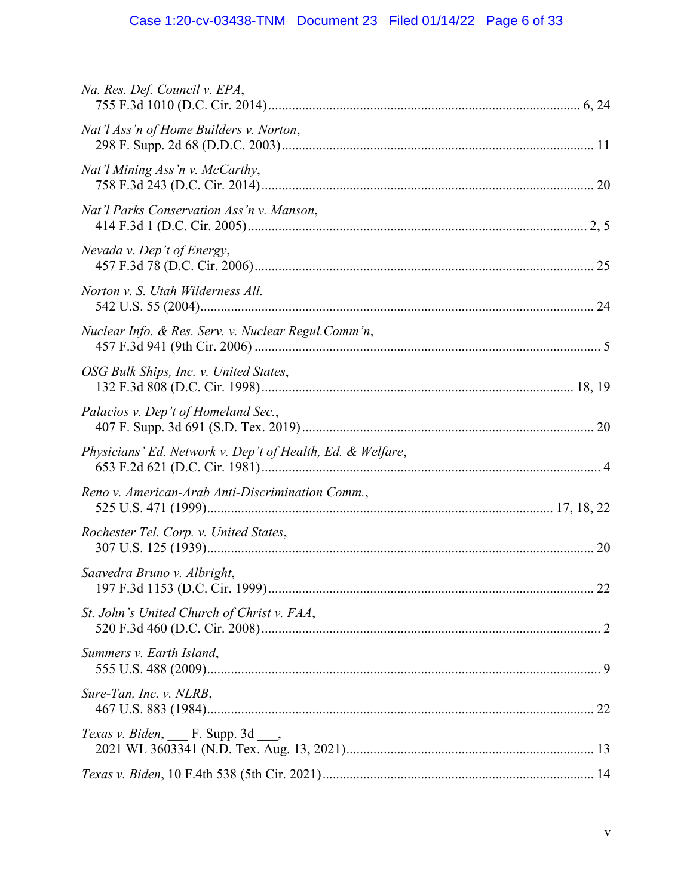*Na. Res. Def. Council v. EPA*,
755 F.3d 1010 (D.C. Cir. 2014) ........................................................................................ 6, 24

*Nat'l Ass'n of Home Builders v. Norton*,
298 F. Supp. 2d 68 (D.D.C. 2003) ........................................................................................ 11

*Nat'l Mining Ass'n v. McCarthy*,
758 F.3d 243 (D.C. Cir. 2014) ............................................................................................. 20

*Nat'l Parks Conservation Ass'n v. Manson*,
414 F.3d 1 (D.C. Cir. 2005) ............................................................................................... 2, 5

*Nevada v. Dep't of Energy*,
457 F.3d 78 (D.C. Cir. 2006) ............................................................................................... 25

*Norton v. S. Utah Wilderness All.*
542 U.S. 55 (2004) ............................................................................................................... 24

*Nuclear Info. & Res. Serv. v. Nuclear Regul.Comm'n*,
457 F.3d 941 (9th Cir. 2006) ................................................................................................. 5

*OSG Bulk Ships, Inc. v. United States*,
132 F.3d 808 (D.C. Cir. 1998) ........................................................................................ 18, 19

*Palacios v. Dep't of Homeland Sec.*,
407 F. Supp. 3d 691 (S.D. Tex. 2019) ................................................................................. 20

*Physicians' Ed. Network v. Dep't of Health, Ed. & Welfare*,
653 F.2d 621 (D.C. Cir. 1981) ................................................................................................ 4

*Reno v. American-Arab Anti-Discrimination Comm.*,
525 U.S. 471 (1999) ....................................................................................... 17, 18, 22

*Rochester Tel. Corp. v. United States*,
307 U.S. 125 (1939) ............................................................................................................. 20

*Saavedra Bruno v. Albright*,
197 F.3d 1153 (D.C. Cir. 1999) ........................................................................................... 22

*St. John's United Church of Christ v. FAA*,
520 F.3d 460 (D.C. Cir. 2008) ............................................................................................... 2

*Summers v. Earth Island*,
555 U.S. 488 (2009) ............................................................................................................... 9

*Sure-Tan, Inc. v. NLRB*,
467 U.S. 883 (1984) ............................................................................................................. 22

*Texas v. Biden*, ___ F. Supp. 3d ___,
2021 WL 3603341 (N.D. Tex. Aug. 13, 2021) ..................................................................... 13

*Texas v. Biden*, 10 F.4th 538 (5th Cir. 2021) .......................................................................... 14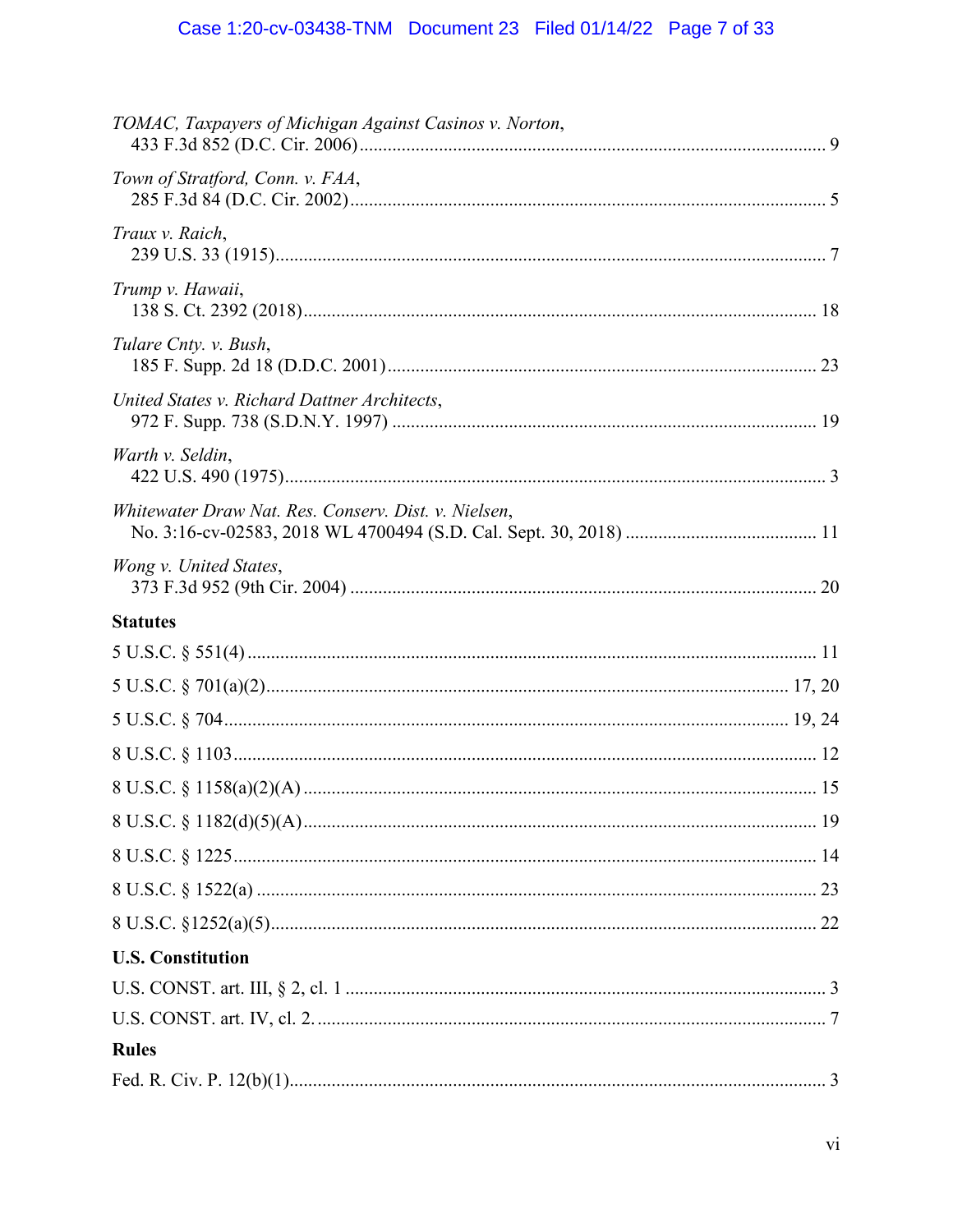*TOMAC, Taxpayers of Michigan Against Casinos v. Norton*,
433 F.3d 852 (D.C. Cir. 2006) ..................................................................................................... 9

*Town of Stratford, Conn. v. FAA*,
285 F.3d 84 (D.C. Cir. 2002) ....................................................................................................... 5

*Traux v. Raich*,
239 U.S. 33 (1915) ....................................................................................................................... 7

*Trump v. Hawaii*,
138 S. Ct. 2392 (2018) ............................................................................................................... 18

*Tulare Cnty. v. Bush*,
185 F. Supp. 2d 18 (D.D.C. 2001) ............................................................................................ 23

*United States v. Richard Dattner Architects*,
972 F. Supp. 738 (S.D.N.Y. 1997) ........................................................................................... 19

*Warth v. Seldin*,
422 U.S. 490 (1975) ..................................................................................................................... 3

*Whitewater Draw Nat. Res. Conserv. Dist. v. Nielsen*,
No. 3:16-cv-02583, 2018 WL 4700494 (S.D. Cal. Sept. 30, 2018) ......................................... 11

*Wong v. United States*,
373 F.3d 952 (9th Cir. 2004) ..................................................................................................... 20

**Statutes**

5 U.S.C. § 551(4) ......................................................................................................................... 11

5 U.S.C. § 701(a)(2) ............................................................................................................. 17, 20

5 U.S.C. § 704 ....................................................................................................................... 19, 24

8 U.S.C. § 1103 ........................................................................................................................... 12

8 U.S.C. § 1158(a)(2)(A) ............................................................................................................. 15

8 U.S.C. § 1182(d)(5)(A) ............................................................................................................ 19

8 U.S.C. § 1225 ........................................................................................................................... 14

8 U.S.C. § 1522(a) ...................................................................................................................... 23

8 U.S.C. §1252(a)(5) ................................................................................................................... 22

**U.S. Constitution**

U.S. CONST. art. III, § 2, cl. 1 ....................................................................................................... 3

U.S. CONST. art. IV, cl. 2. ............................................................................................................. 7

**Rules**

Fed. R. Civ. P. 12(b)(1) .................................................................................................................. 3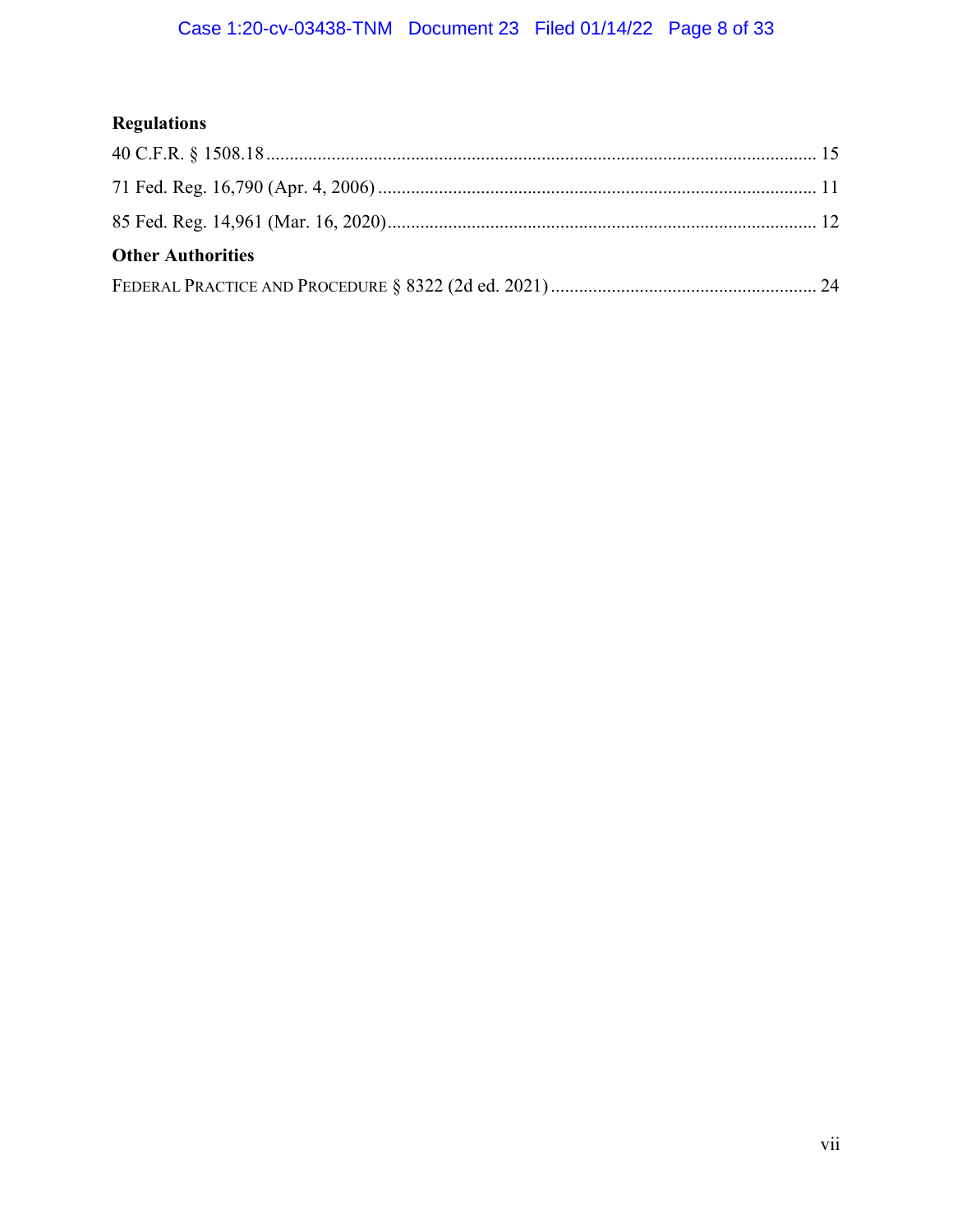**Regulations**

40 C.F.R. § 1508.18 ..................................................................................................................... 15

71 Fed. Reg. 16,790 (Apr. 4, 2006) ............................................................................................. 11

85 Fed. Reg. 14,961 (Mar. 16, 2020)........................................................................................... 12

**Other Authorities**

FEDERAL PRACTICE AND PROCEDURE § 8322 (2d ed. 2021) ......................................................... 24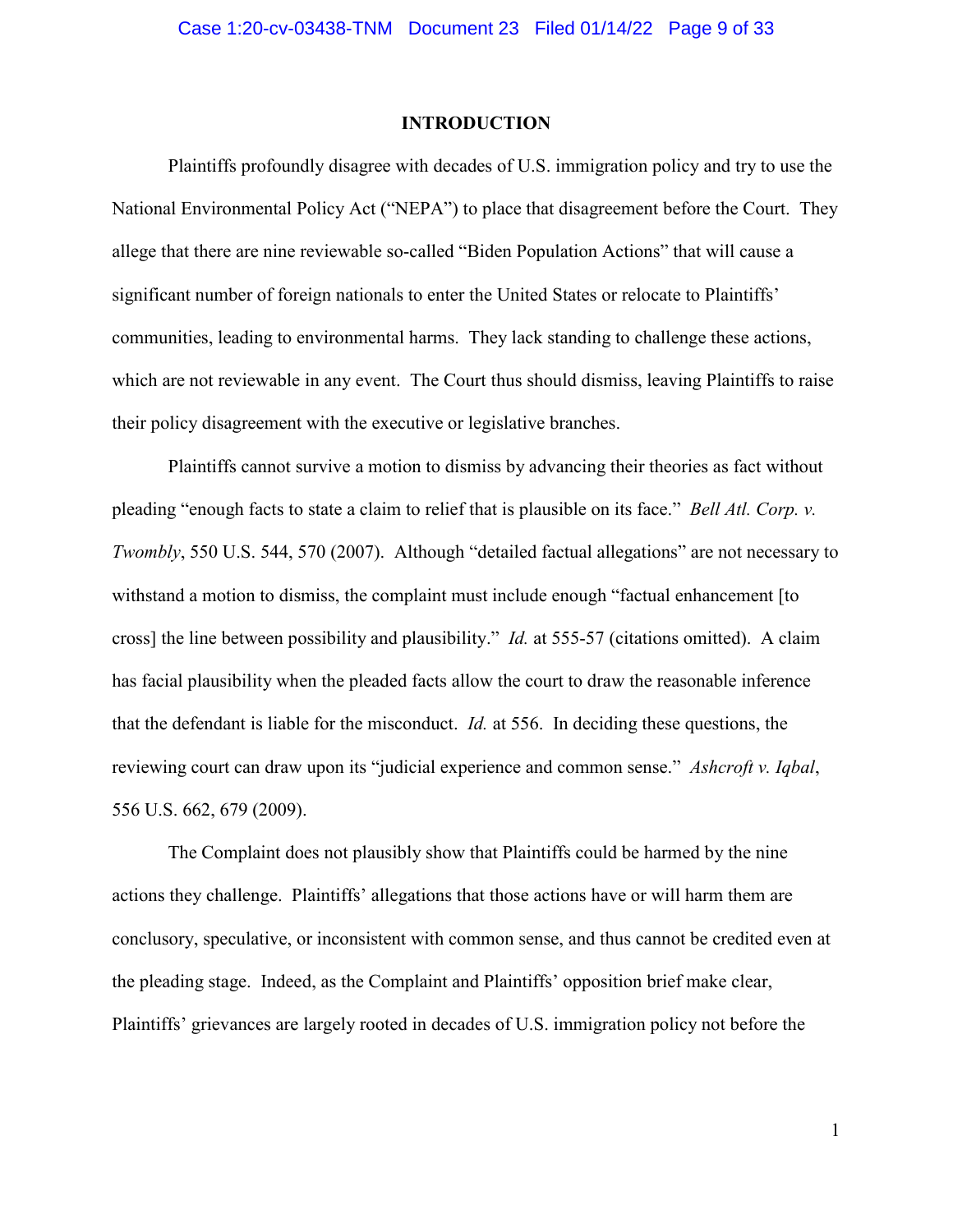## INTRODUCTION

Plaintiffs profoundly disagree with decades of U.S. immigration policy and try to use the National Environmental Policy Act ("NEPA") to place that disagreement before the Court. They allege that there are nine reviewable so-called "Biden Population Actions" that will cause a significant number of foreign nationals to enter the United States or relocate to Plaintiffs' communities, leading to environmental harms. They lack standing to challenge these actions, which are not reviewable in any event. The Court thus should dismiss, leaving Plaintiffs to raise their policy disagreement with the executive or legislative branches.

Plaintiffs cannot survive a motion to dismiss by advancing their theories as fact without pleading "enough facts to state a claim to relief that is plausible on its face." *Bell Atl. Corp. v. Twombly*, 550 U.S. 544, 570 (2007). Although "detailed factual allegations" are not necessary to withstand a motion to dismiss, the complaint must include enough "factual enhancement [to cross] the line between possibility and plausibility." *Id.* at 555-57 (citations omitted). A claim has facial plausibility when the pleaded facts allow the court to draw the reasonable inference that the defendant is liable for the misconduct. *Id.* at 556. In deciding these questions, the reviewing court can draw upon its "judicial experience and common sense." *Ashcroft v. Iqbal*, 556 U.S. 662, 679 (2009).

The Complaint does not plausibly show that Plaintiffs could be harmed by the nine actions they challenge. Plaintiffs' allegations that those actions have or will harm them are conclusory, speculative, or inconsistent with common sense, and thus cannot be credited even at the pleading stage. Indeed, as the Complaint and Plaintiffs' opposition brief make clear, Plaintiffs' grievances are largely rooted in decades of U.S. immigration policy not before the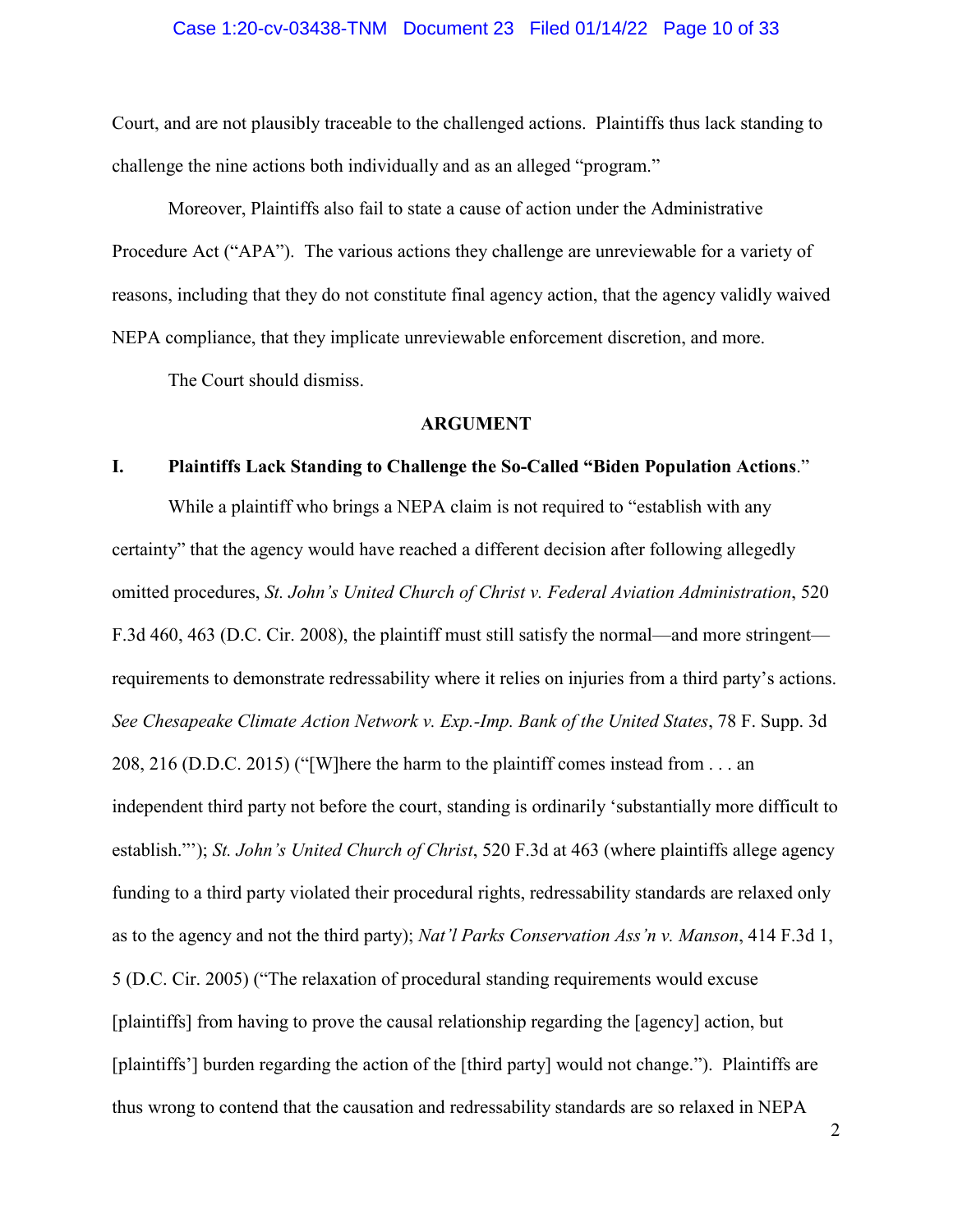Court, and are not plausibly traceable to the challenged actions. Plaintiffs thus lack standing to challenge the nine actions both individually and as an alleged "program."

Moreover, Plaintiffs also fail to state a cause of action under the Administrative Procedure Act ("APA"). The various actions they challenge are unreviewable for a variety of reasons, including that they do not constitute final agency action, that the agency validly waived NEPA compliance, that they implicate unreviewable enforcement discretion, and more.

The Court should dismiss.

## ARGUMENT

### I. Plaintiffs Lack Standing to Challenge the So-Called "Biden Population Actions."

While a plaintiff who brings a NEPA claim is not required to "establish with any certainty" that the agency would have reached a different decision after following allegedly omitted procedures, *St. John's United Church of Christ v. Federal Aviation Administration*, 520 F.3d 460, 463 (D.C. Cir. 2008), the plaintiff must still satisfy the normal—and more stringent—requirements to demonstrate redressability where it relies on injuries from a third party's actions. *See Chesapeake Climate Action Network v. Exp.-Imp. Bank of the United States*, 78 F. Supp. 3d 208, 216 (D.D.C. 2015) ("[W]here the harm to the plaintiff comes instead from . . . an independent third party not before the court, standing is ordinarily 'substantially more difficult to establish.'"); *St. John's United Church of Christ*, 520 F.3d at 463 (where plaintiffs allege agency funding to a third party violated their procedural rights, redressability standards are relaxed only as to the agency and not the third party); *Nat'l Parks Conservation Ass'n v. Manson*, 414 F.3d 1, 5 (D.C. Cir. 2005) ("The relaxation of procedural standing requirements would excuse [plaintiffs] from having to prove the causal relationship regarding the [agency] action, but [plaintiffs'] burden regarding the action of the [third party] would not change."). Plaintiffs are thus wrong to contend that the causation and redressability standards are so relaxed in NEPA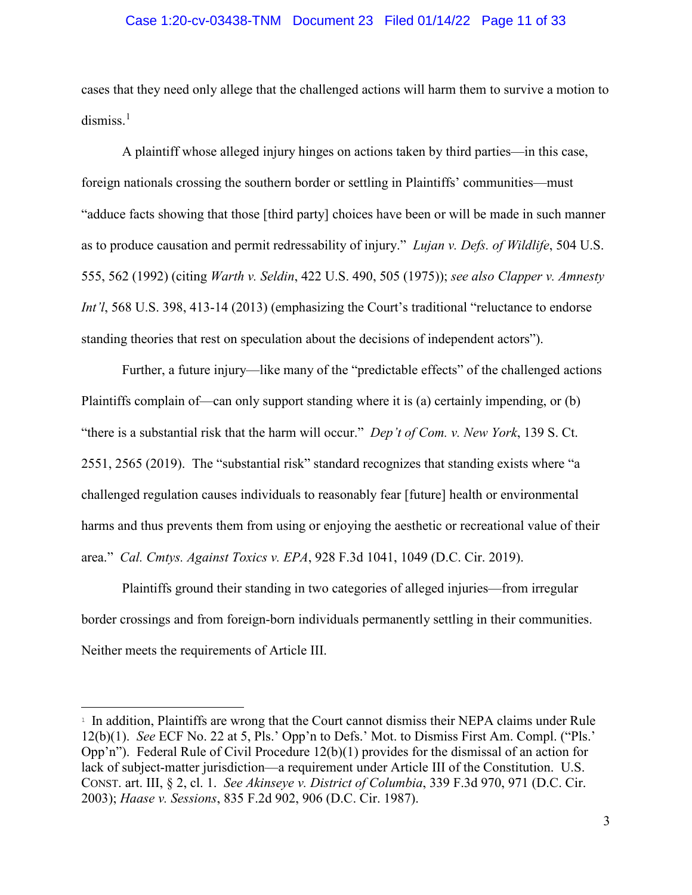cases that they need only allege that the challenged actions will harm them to survive a motion to dismiss.[1]

A plaintiff whose alleged injury hinges on actions taken by third parties—in this case, foreign nationals crossing the southern border or settling in Plaintiffs' communities—must "adduce facts showing that those [third party] choices have been or will be made in such manner as to produce causation and permit redressability of injury." *Lujan v. Defs. of Wildlife*, 504 U.S. 555, 562 (1992) (citing *Warth v. Seldin*, 422 U.S. 490, 505 (1975)); *see also Clapper v. Amnesty Int'l*, 568 U.S. 398, 413-14 (2013) (emphasizing the Court's traditional "reluctance to endorse standing theories that rest on speculation about the decisions of independent actors").

Further, a future injury—like many of the "predictable effects" of the challenged actions Plaintiffs complain of—can only support standing where it is (a) certainly impending, or (b) "there is a substantial risk that the harm will occur." *Dep't of Com. v. New York*, 139 S. Ct. 2551, 2565 (2019). The "substantial risk" standard recognizes that standing exists where "a challenged regulation causes individuals to reasonably fear [future] health or environmental harms and thus prevents them from using or enjoying the aesthetic or recreational value of their area." *Cal. Cmtys. Against Toxics v. EPA*, 928 F.3d 1041, 1049 (D.C. Cir. 2019).

Plaintiffs ground their standing in two categories of alleged injuries—from irregular border crossings and from foreign-born individuals permanently settling in their communities. Neither meets the requirements of Article III.

---

[1] In addition, Plaintiffs are wrong that the Court cannot dismiss their NEPA claims under Rule 12(b)(1). *See* ECF No. 22 at 5, Pls.' Opp'n to Defs.' Mot. to Dismiss First Am. Compl. ("Pls.' Opp'n"). Federal Rule of Civil Procedure 12(b)(1) provides for the dismissal of an action for lack of subject-matter jurisdiction—a requirement under Article III of the Constitution. U.S. CONST. art. III, § 2, cl. 1. *See Akinseye v. District of Columbia*, 339 F.3d 970, 971 (D.C. Cir. 2003); *Haase v. Sessions*, 835 F.2d 902, 906 (D.C. Cir. 1987).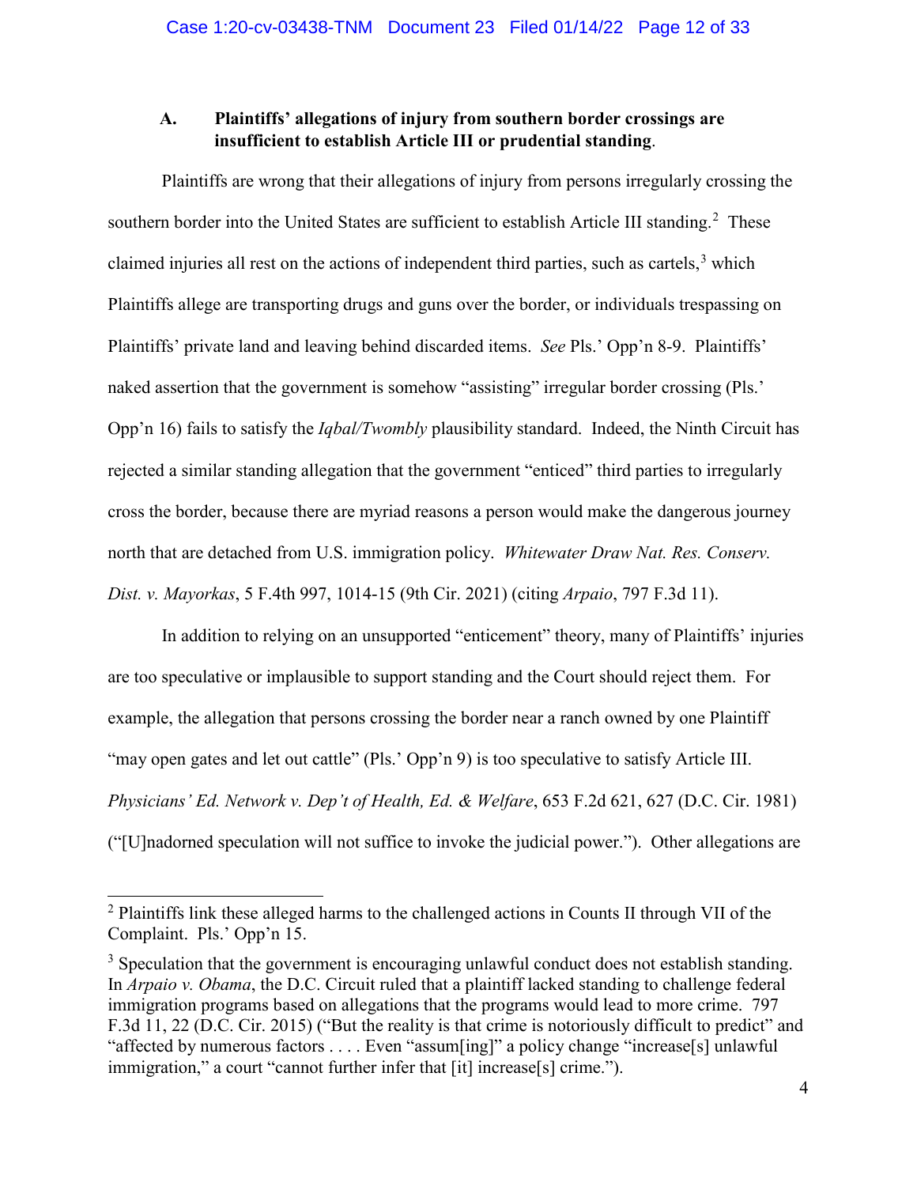### A. Plaintiffs' allegations of injury from southern border crossings are insufficient to establish Article III or prudential standing.

Plaintiffs are wrong that their allegations of injury from persons irregularly crossing the southern border into the United States are sufficient to establish Article III standing.[2] These claimed injuries all rest on the actions of independent third parties, such as cartels,[3] which Plaintiffs allege are transporting drugs and guns over the border, or individuals trespassing on Plaintiffs' private land and leaving behind discarded items. *See* Pls.' Opp'n 8-9. Plaintiffs' naked assertion that the government is somehow "assisting" irregular border crossing (Pls.' Opp'n 16) fails to satisfy the *Iqbal/Twombly* plausibility standard. Indeed, the Ninth Circuit has rejected a similar standing allegation that the government "enticed" third parties to irregularly cross the border, because there are myriad reasons a person would make the dangerous journey north that are detached from U.S. immigration policy. *Whitewater Draw Nat. Res. Conserv. Dist. v. Mayorkas*, 5 F.4th 997, 1014-15 (9th Cir. 2021) (citing *Arpaio*, 797 F.3d 11).

In addition to relying on an unsupported "enticement" theory, many of Plaintiffs' injuries are too speculative or implausible to support standing and the Court should reject them. For example, the allegation that persons crossing the border near a ranch owned by one Plaintiff "may open gates and let out cattle" (Pls.' Opp'n 9) is too speculative to satisfy Article III. *Physicians' Ed. Network v. Dep't of Health, Ed. & Welfare*, 653 F.2d 621, 627 (D.C. Cir. 1981) ("[U]nadorned speculation will not suffice to invoke the judicial power."). Other allegations are

---

[2] Plaintiffs link these alleged harms to the challenged actions in Counts II through VII of the Complaint. Pls.' Opp'n 15.

[3] Speculation that the government is encouraging unlawful conduct does not establish standing. In *Arpaio v. Obama*, the D.C. Circuit ruled that a plaintiff lacked standing to challenge federal immigration programs based on allegations that the programs would lead to more crime. 797 F.3d 11, 22 (D.C. Cir. 2015) ("But the reality is that crime is notoriously difficult to predict" and "affected by numerous factors . . . . Even "assum[ing]" a policy change "increase[s] unlawful immigration," a court "cannot further infer that [it] increase[s] crime.").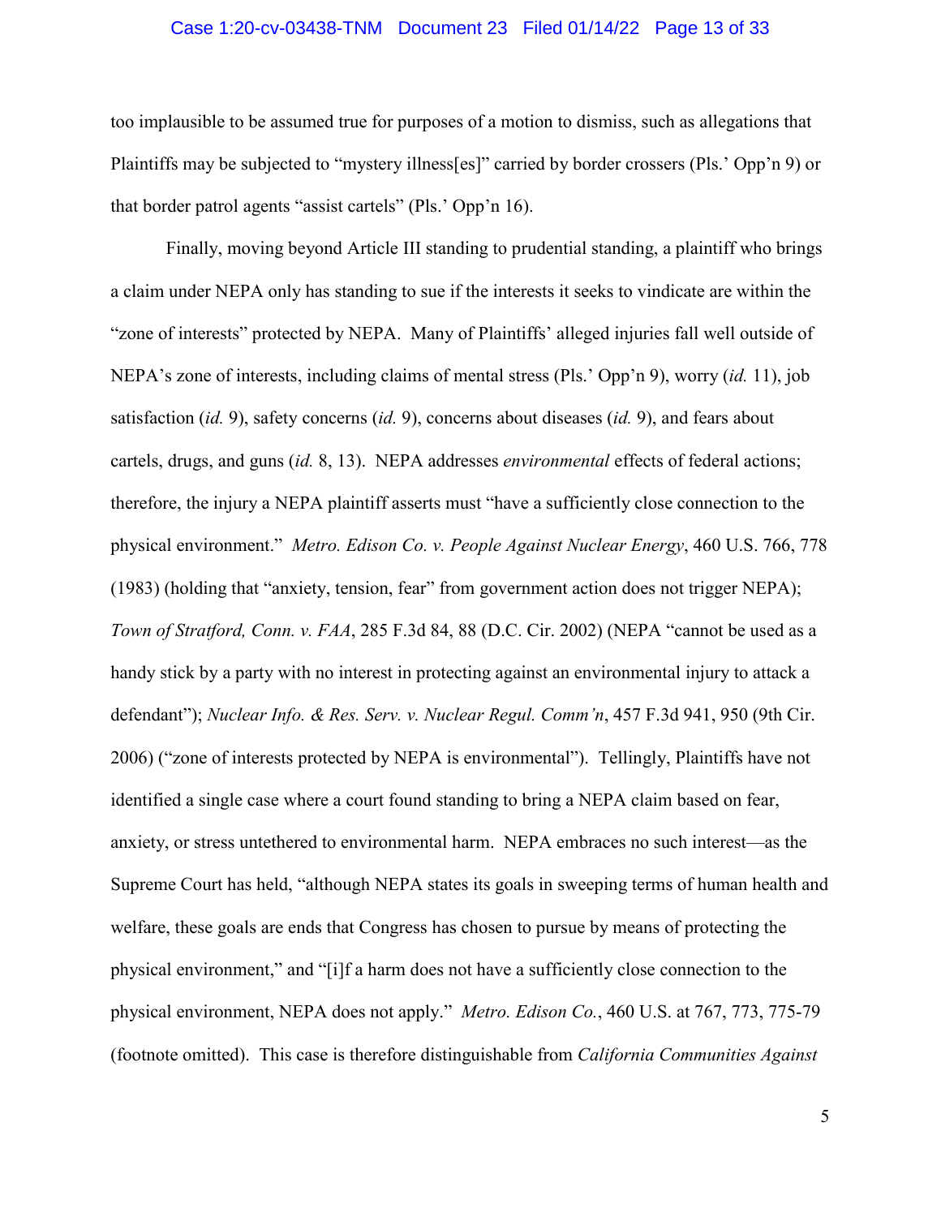too implausible to be assumed true for purposes of a motion to dismiss, such as allegations that Plaintiffs may be subjected to "mystery illness[es]" carried by border crossers (Pls.' Opp'n 9) or that border patrol agents "assist cartels" (Pls.' Opp'n 16).

Finally, moving beyond Article III standing to prudential standing, a plaintiff who brings a claim under NEPA only has standing to sue if the interests it seeks to vindicate are within the "zone of interests" protected by NEPA. Many of Plaintiffs' alleged injuries fall well outside of NEPA's zone of interests, including claims of mental stress (Pls.' Opp'n 9), worry (*id.* 11), job satisfaction (*id.* 9), safety concerns (*id.* 9), concerns about diseases (*id.* 9), and fears about cartels, drugs, and guns (*id.* 8, 13). NEPA addresses *environmental* effects of federal actions; therefore, the injury a NEPA plaintiff asserts must "have a sufficiently close connection to the physical environment." *Metro. Edison Co. v. People Against Nuclear Energy*, 460 U.S. 766, 778 (1983) (holding that "anxiety, tension, fear" from government action does not trigger NEPA); *Town of Stratford, Conn. v. FAA*, 285 F.3d 84, 88 (D.C. Cir. 2002) (NEPA "cannot be used as a handy stick by a party with no interest in protecting against an environmental injury to attack a defendant"); *Nuclear Info. & Res. Serv. v. Nuclear Regul. Comm'n*, 457 F.3d 941, 950 (9th Cir. 2006) ("zone of interests protected by NEPA is environmental"). Tellingly, Plaintiffs have not identified a single case where a court found standing to bring a NEPA claim based on fear, anxiety, or stress untethered to environmental harm. NEPA embraces no such interest—as the Supreme Court has held, "although NEPA states its goals in sweeping terms of human health and welfare, these goals are ends that Congress has chosen to pursue by means of protecting the physical environment," and "[i]f a harm does not have a sufficiently close connection to the physical environment, NEPA does not apply." *Metro. Edison Co.*, 460 U.S. at 767, 773, 775-79 (footnote omitted). This case is therefore distinguishable from *California Communities Against*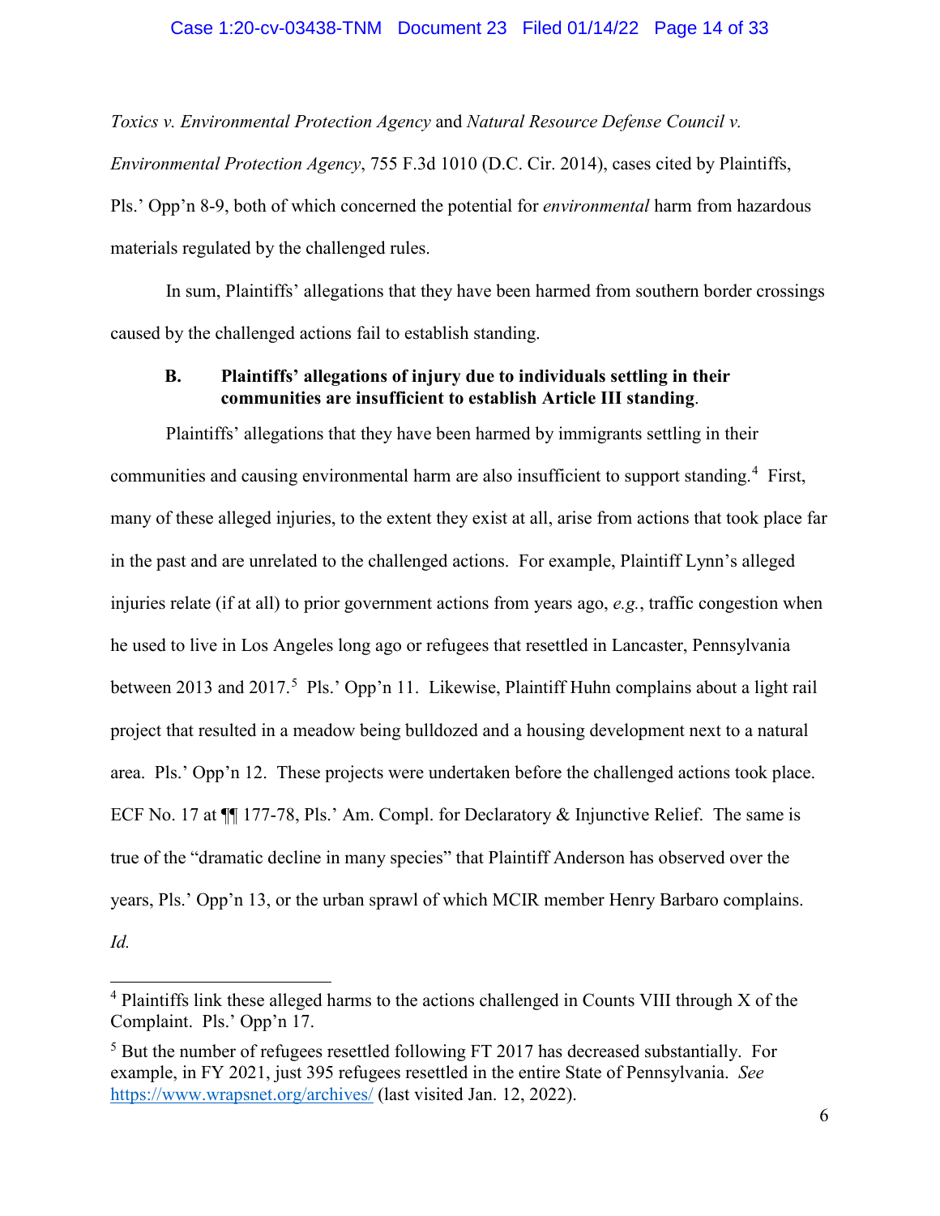*Toxics v. Environmental Protection Agency* and *Natural Resource Defense Council v. Environmental Protection Agency*, 755 F.3d 1010 (D.C. Cir. 2014), cases cited by Plaintiffs, Pls.' Opp'n 8-9, both of which concerned the potential for *environmental* harm from hazardous materials regulated by the challenged rules.

In sum, Plaintiffs' allegations that they have been harmed from southern border crossings caused by the challenged actions fail to establish standing.

### B. Plaintiffs' allegations of injury due to individuals settling in their communities are insufficient to establish Article III standing.

Plaintiffs' allegations that they have been harmed by immigrants settling in their communities and causing environmental harm are also insufficient to support standing.[4] First, many of these alleged injuries, to the extent they exist at all, arise from actions that took place far in the past and are unrelated to the challenged actions. For example, Plaintiff Lynn's alleged injuries relate (if at all) to prior government actions from years ago, *e.g.*, traffic congestion when he used to live in Los Angeles long ago or refugees that resettled in Lancaster, Pennsylvania between 2013 and 2017.[5] Pls.' Opp'n 11. Likewise, Plaintiff Huhn complains about a light rail project that resulted in a meadow being bulldozed and a housing development next to a natural area. Pls.' Opp'n 12. These projects were undertaken before the challenged actions took place. ECF No. 17 at ¶¶ 177-78, Pls.' Am. Compl. for Declaratory & Injunctive Relief. The same is true of the "dramatic decline in many species" that Plaintiff Anderson has observed over the years, Pls.' Opp'n 13, or the urban sprawl of which MCIR member Henry Barbaro complains. *Id.*

---

[4] Plaintiffs link these alleged harms to the actions challenged in Counts VIII through X of the Complaint. Pls.' Opp'n 17.

[5] But the number of refugees resettled following FT 2017 has decreased substantially. For example, in FY 2021, just 395 refugees resettled in the entire State of Pennsylvania. *See* https://www.wrapsnet.org/archives/ (last visited Jan. 12, 2022).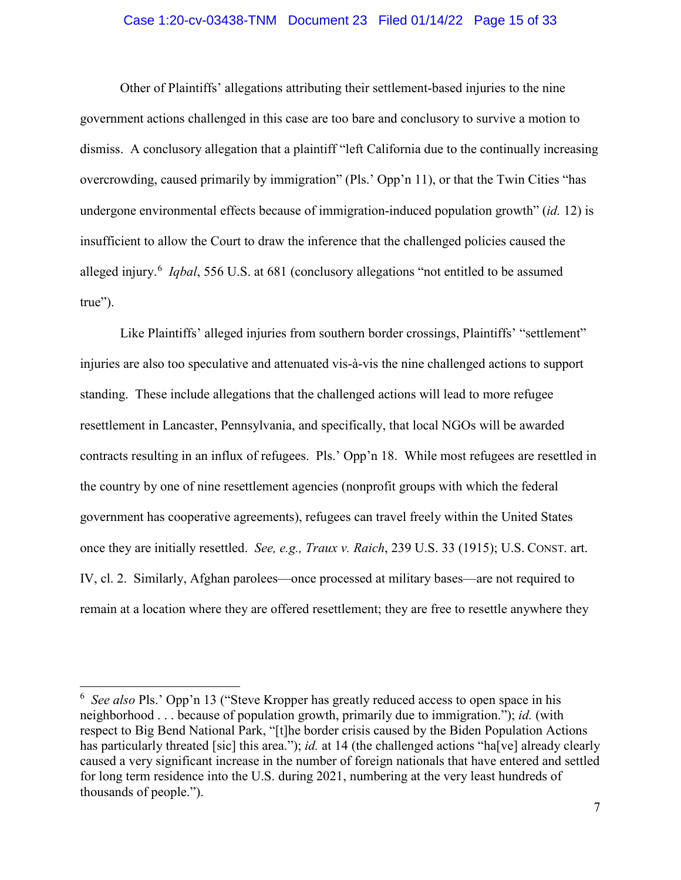Other of Plaintiffs' allegations attributing their settlement-based injuries to the nine government actions challenged in this case are too bare and conclusory to survive a motion to dismiss. A conclusory allegation that a plaintiff "left California due to the continually increasing overcrowding, caused primarily by immigration" (Pls.' Opp'n 11), or that the Twin Cities "has undergone environmental effects because of immigration-induced population growth" (*id.* 12) is insufficient to allow the Court to draw the inference that the challenged policies caused the alleged injury.[6] *Iqbal*, 556 U.S. at 681 (conclusory allegations "not entitled to be assumed true").

Like Plaintiffs' alleged injuries from southern border crossings, Plaintiffs' "settlement" injuries are also too speculative and attenuated vis-à-vis the nine challenged actions to support standing. These include allegations that the challenged actions will lead to more refugee resettlement in Lancaster, Pennsylvania, and specifically, that local NGOs will be awarded contracts resulting in an influx of refugees. Pls.' Opp'n 18. While most refugees are resettled in the country by one of nine resettlement agencies (nonprofit groups with which the federal government has cooperative agreements), refugees can travel freely within the United States once they are initially resettled. *See, e.g., Traux v. Raich*, 239 U.S. 33 (1915); U.S. CONST. art. IV, cl. 2. Similarly, Afghan parolees—once processed at military bases—are not required to remain at a location where they are offered resettlement; they are free to resettle anywhere they

---

[6] *See also* Pls.' Opp'n 13 ("Steve Kropper has greatly reduced access to open space in his neighborhood . . . because of population growth, primarily due to immigration."); *id.* (with respect to Big Bend National Park, "[t]he border crisis caused by the Biden Population Actions has particularly threated [sic] this area."); *id.* at 14 (the challenged actions "ha[ve] already clearly caused a very significant increase in the number of foreign nationals that have entered and settled for long term residence into the U.S. during 2021, numbering at the very least hundreds of thousands of people.").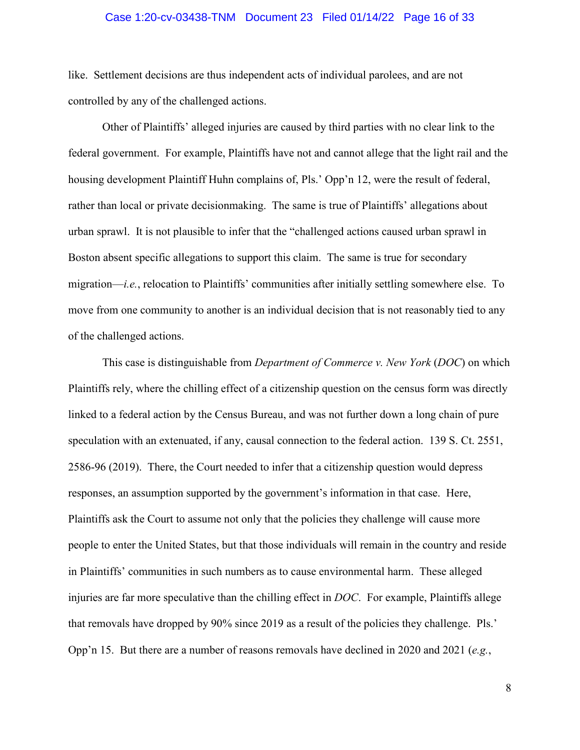like. Settlement decisions are thus independent acts of individual parolees, and are not controlled by any of the challenged actions.

Other of Plaintiffs' alleged injuries are caused by third parties with no clear link to the federal government. For example, Plaintiffs have not and cannot allege that the light rail and the housing development Plaintiff Huhn complains of, Pls.' Opp'n 12, were the result of federal, rather than local or private decisionmaking. The same is true of Plaintiffs' allegations about urban sprawl. It is not plausible to infer that the "challenged actions caused urban sprawl in Boston absent specific allegations to support this claim. The same is true for secondary migration—*i.e.*, relocation to Plaintiffs' communities after initially settling somewhere else. To move from one community to another is an individual decision that is not reasonably tied to any of the challenged actions.

This case is distinguishable from *Department of Commerce v. New York* (*DOC*) on which Plaintiffs rely, where the chilling effect of a citizenship question on the census form was directly linked to a federal action by the Census Bureau, and was not further down a long chain of pure speculation with an extenuated, if any, causal connection to the federal action. 139 S. Ct. 2551, 2586-96 (2019). There, the Court needed to infer that a citizenship question would depress responses, an assumption supported by the government's information in that case. Here, Plaintiffs ask the Court to assume not only that the policies they challenge will cause more people to enter the United States, but that those individuals will remain in the country and reside in Plaintiffs' communities in such numbers as to cause environmental harm. These alleged injuries are far more speculative than the chilling effect in *DOC*. For example, Plaintiffs allege that removals have dropped by 90% since 2019 as a result of the policies they challenge. Pls.' Opp'n 15. But there are a number of reasons removals have declined in 2020 and 2021 (*e.g.*,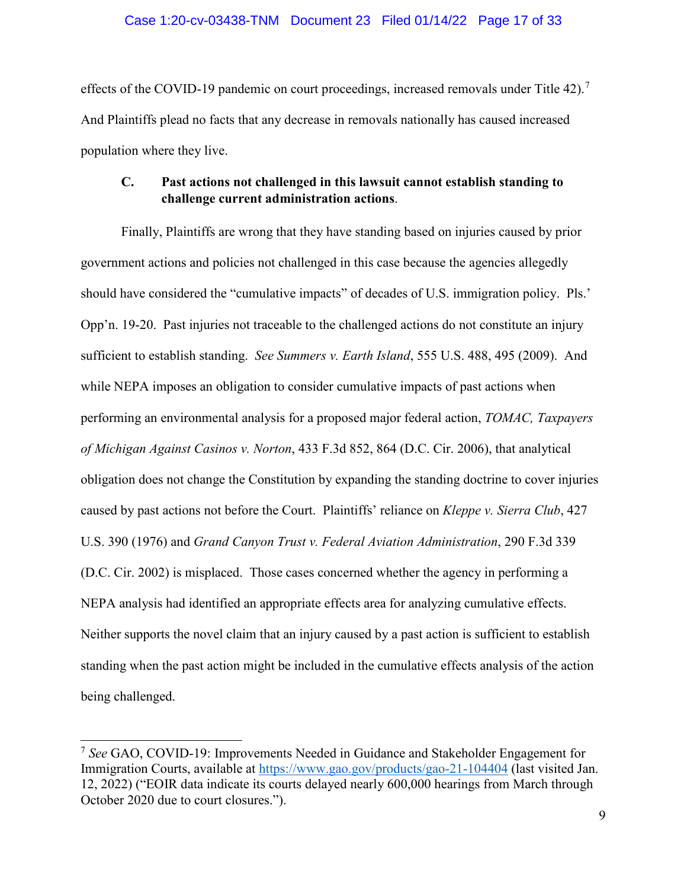effects of the COVID-19 pandemic on court proceedings, increased removals under Title 42).[7] And Plaintiffs plead no facts that any decrease in removals nationally has caused increased population where they live.

### C. Past actions not challenged in this lawsuit cannot establish standing to challenge current administration actions.

Finally, Plaintiffs are wrong that they have standing based on injuries caused by prior government actions and policies not challenged in this case because the agencies allegedly should have considered the "cumulative impacts" of decades of U.S. immigration policy. Pls.' Opp'n. 19-20. Past injuries not traceable to the challenged actions do not constitute an injury sufficient to establish standing. *See Summers v. Earth Island*, 555 U.S. 488, 495 (2009). And while NEPA imposes an obligation to consider cumulative impacts of past actions when performing an environmental analysis for a proposed major federal action, *TOMAC, Taxpayers of Michigan Against Casinos v. Norton*, 433 F.3d 852, 864 (D.C. Cir. 2006), that analytical obligation does not change the Constitution by expanding the standing doctrine to cover injuries caused by past actions not before the Court. Plaintiffs' reliance on *Kleppe v. Sierra Club*, 427 U.S. 390 (1976) and *Grand Canyon Trust v. Federal Aviation Administration*, 290 F.3d 339 (D.C. Cir. 2002) is misplaced. Those cases concerned whether the agency in performing a NEPA analysis had identified an appropriate effects area for analyzing cumulative effects. Neither supports the novel claim that an injury caused by a past action is sufficient to establish standing when the past action might be included in the cumulative effects analysis of the action being challenged.

---

[7] *See* GAO, COVID-19: Improvements Needed in Guidance and Stakeholder Engagement for Immigration Courts, available at https://www.gao.gov/products/gao-21-104404 (last visited Jan. 12, 2022) ("EOIR data indicate its courts delayed nearly 600,000 hearings from March through October 2020 due to court closures.").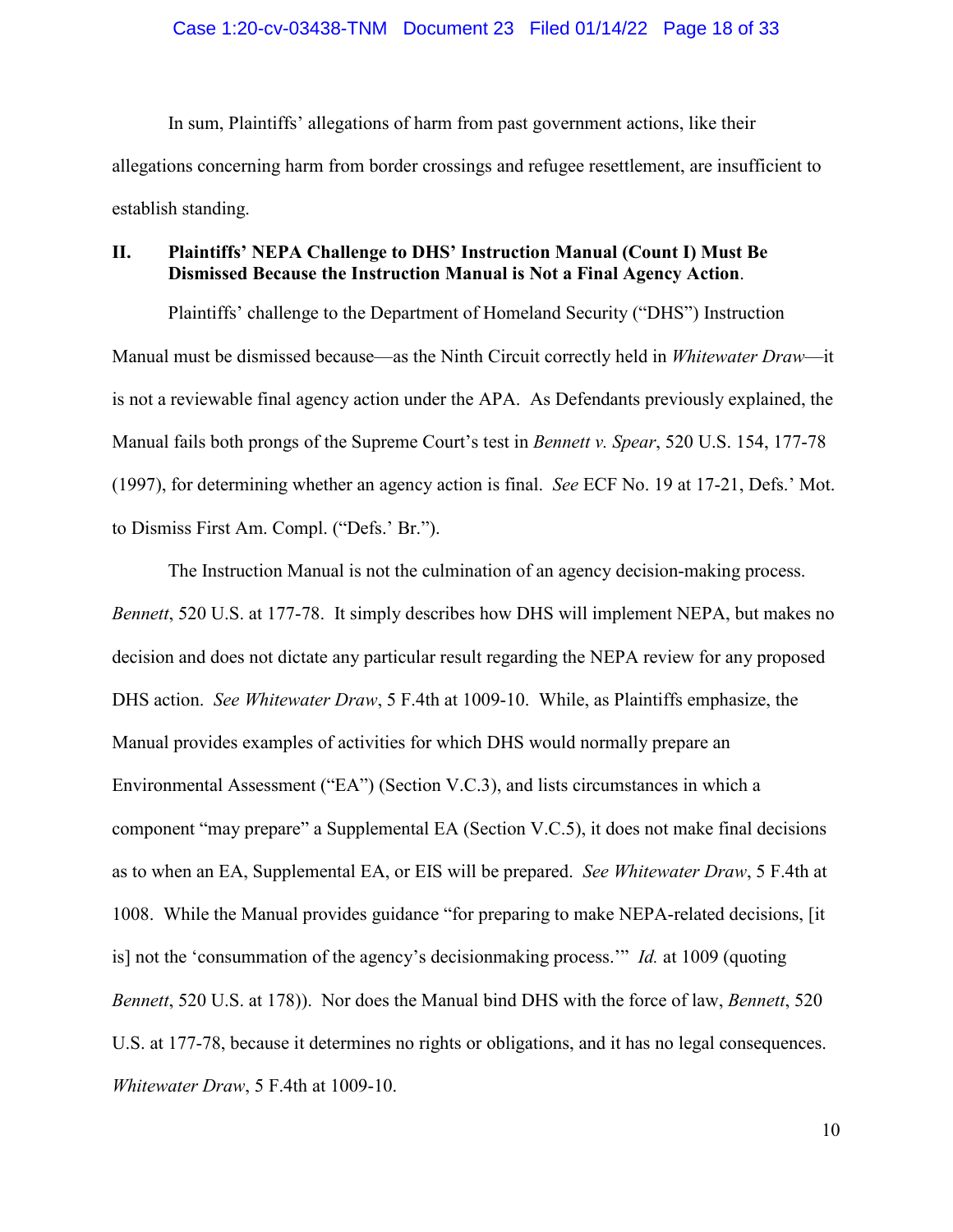In sum, Plaintiffs' allegations of harm from past government actions, like their allegations concerning harm from border crossings and refugee resettlement, are insufficient to establish standing.

## II. Plaintiffs' NEPA Challenge to DHS' Instruction Manual (Count I) Must Be Dismissed Because the Instruction Manual is Not a Final Agency Action.

Plaintiffs' challenge to the Department of Homeland Security ("DHS") Instruction Manual must be dismissed because—as the Ninth Circuit correctly held in *Whitewater Draw*—it is not a reviewable final agency action under the APA. As Defendants previously explained, the Manual fails both prongs of the Supreme Court's test in *Bennett v. Spear*, 520 U.S. 154, 177-78 (1997), for determining whether an agency action is final. *See* ECF No. 19 at 17-21, Defs.' Mot. to Dismiss First Am. Compl. ("Defs.' Br.").

The Instruction Manual is not the culmination of an agency decision-making process. *Bennett*, 520 U.S. at 177-78. It simply describes how DHS will implement NEPA, but makes no decision and does not dictate any particular result regarding the NEPA review for any proposed DHS action. *See Whitewater Draw*, 5 F.4th at 1009-10. While, as Plaintiffs emphasize, the Manual provides examples of activities for which DHS would normally prepare an Environmental Assessment ("EA") (Section V.C.3), and lists circumstances in which a component "may prepare" a Supplemental EA (Section V.C.5), it does not make final decisions as to when an EA, Supplemental EA, or EIS will be prepared. *See Whitewater Draw*, 5 F.4th at 1008. While the Manual provides guidance "for preparing to make NEPA-related decisions, [it is] not the 'consummation of the agency's decisionmaking process.'" *Id.* at 1009 (quoting *Bennett*, 520 U.S. at 178)). Nor does the Manual bind DHS with the force of law, *Bennett*, 520 U.S. at 177-78, because it determines no rights or obligations, and it has no legal consequences. *Whitewater Draw*, 5 F.4th at 1009-10.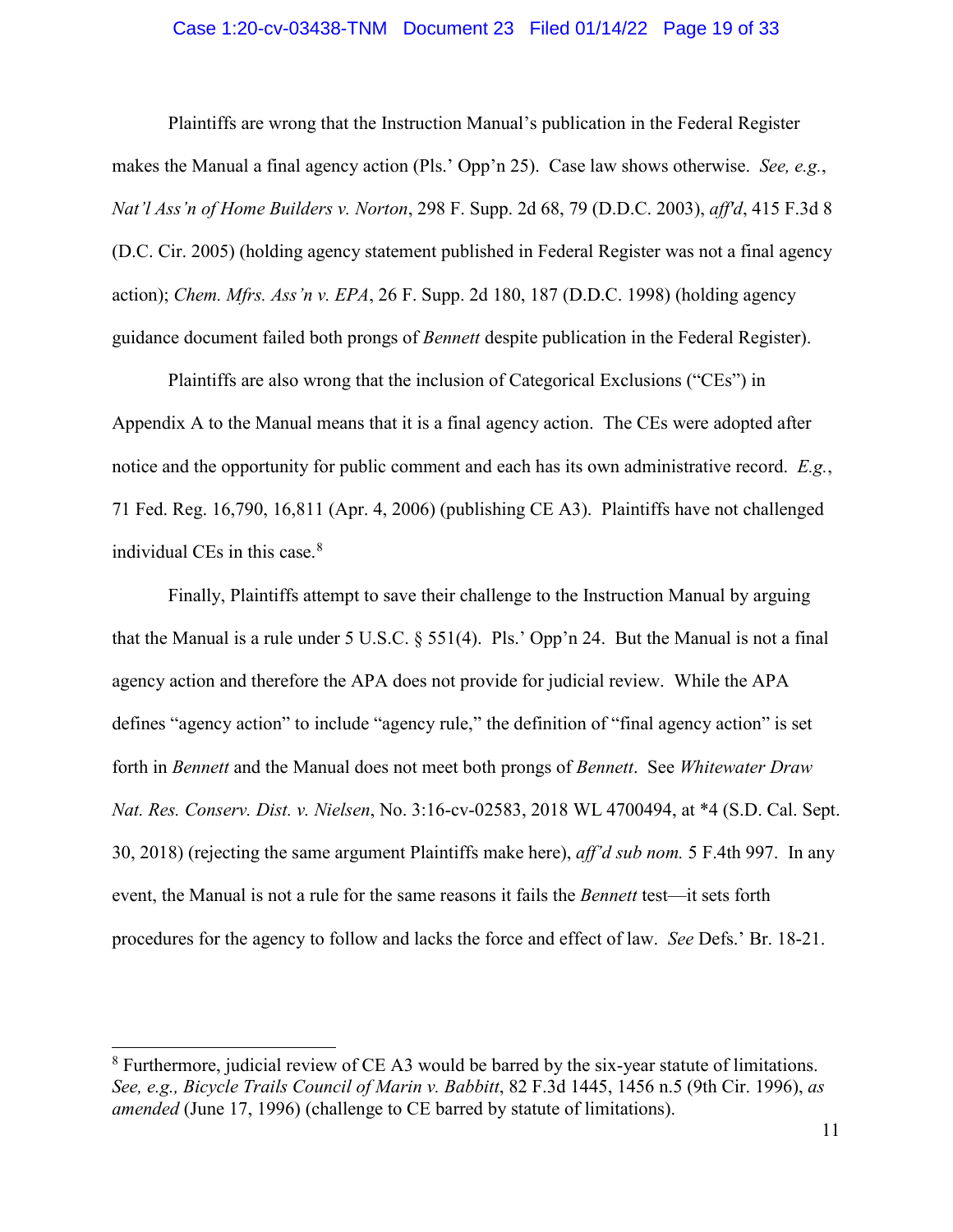Plaintiffs are wrong that the Instruction Manual's publication in the Federal Register makes the Manual a final agency action (Pls.' Opp'n 25). Case law shows otherwise. *See, e.g.*, *Nat'l Ass'n of Home Builders v. Norton*, 298 F. Supp. 2d 68, 79 (D.D.C. 2003), *aff'd*, 415 F.3d 8 (D.C. Cir. 2005) (holding agency statement published in Federal Register was not a final agency action); *Chem. Mfrs. Ass'n v. EPA*, 26 F. Supp. 2d 180, 187 (D.D.C. 1998) (holding agency guidance document failed both prongs of *Bennett* despite publication in the Federal Register).

Plaintiffs are also wrong that the inclusion of Categorical Exclusions ("CEs") in Appendix A to the Manual means that it is a final agency action. The CEs were adopted after notice and the opportunity for public comment and each has its own administrative record. *E.g.*, 71 Fed. Reg. 16,790, 16,811 (Apr. 4, 2006) (publishing CE A3). Plaintiffs have not challenged individual CEs in this case.[8]

Finally, Plaintiffs attempt to save their challenge to the Instruction Manual by arguing that the Manual is a rule under 5 U.S.C. § 551(4). Pls.' Opp'n 24. But the Manual is not a final agency action and therefore the APA does not provide for judicial review. While the APA defines "agency action" to include "agency rule," the definition of "final agency action" is set forth in *Bennett* and the Manual does not meet both prongs of *Bennett*. See *Whitewater Draw Nat. Res. Conserv. Dist. v. Nielsen*, No. 3:16-cv-02583, 2018 WL 4700494, at *4 (S.D. Cal. Sept. 30, 2018) (rejecting the same argument Plaintiffs make here), *aff'd sub nom.* 5 F.4th 997. In any event, the Manual is not a rule for the same reasons it fails the *Bennett* test—it sets forth procedures for the agency to follow and lacks the force and effect of law. *See* Defs.' Br. 18-21.

---

[8] Furthermore, judicial review of CE A3 would be barred by the six-year statute of limitations. *See, e.g., Bicycle Trails Council of Marin v. Babbitt*, 82 F.3d 1445, 1456 n.5 (9th Cir. 1996), *as amended* (June 17, 1996) (challenge to CE barred by statute of limitations).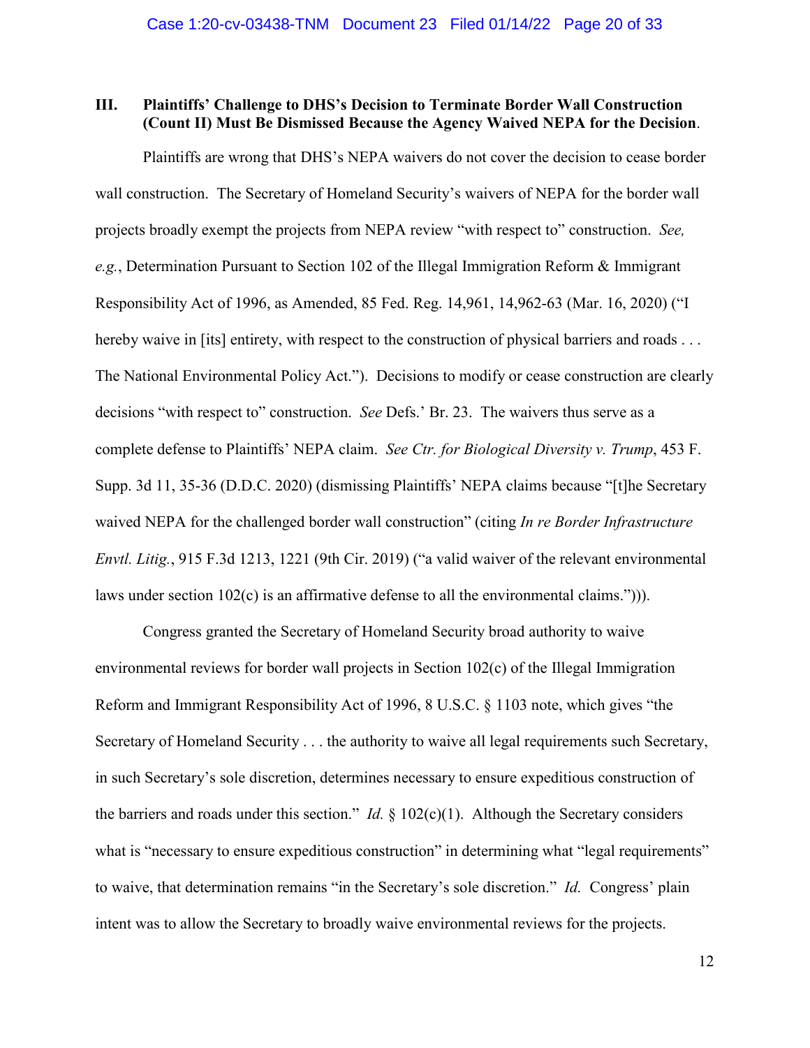### III. Plaintiffs' Challenge to DHS's Decision to Terminate Border Wall Construction (Count II) Must Be Dismissed Because the Agency Waived NEPA for the Decision.

Plaintiffs are wrong that DHS's NEPA waivers do not cover the decision to cease border wall construction. The Secretary of Homeland Security's waivers of NEPA for the border wall projects broadly exempt the projects from NEPA review "with respect to" construction. *See, e.g.*, Determination Pursuant to Section 102 of the Illegal Immigration Reform & Immigrant Responsibility Act of 1996, as Amended, 85 Fed. Reg. 14,961, 14,962-63 (Mar. 16, 2020) ("I hereby waive in [its] entirety, with respect to the construction of physical barriers and roads . . . The National Environmental Policy Act."). Decisions to modify or cease construction are clearly decisions "with respect to" construction. *See* Defs.' Br. 23. The waivers thus serve as a complete defense to Plaintiffs' NEPA claim. *See Ctr. for Biological Diversity v. Trump*, 453 F. Supp. 3d 11, 35-36 (D.D.C. 2020) (dismissing Plaintiffs' NEPA claims because "[t]he Secretary waived NEPA for the challenged border wall construction" (citing *In re Border Infrastructure Envtl. Litig.*, 915 F.3d 1213, 1221 (9th Cir. 2019) ("a valid waiver of the relevant environmental laws under section 102(c) is an affirmative defense to all the environmental claims."))).

Congress granted the Secretary of Homeland Security broad authority to waive environmental reviews for border wall projects in Section 102(c) of the Illegal Immigration Reform and Immigrant Responsibility Act of 1996, 8 U.S.C. § 1103 note, which gives "the Secretary of Homeland Security . . . the authority to waive all legal requirements such Secretary, in such Secretary's sole discretion, determines necessary to ensure expeditious construction of the barriers and roads under this section." *Id.* § 102(c)(1). Although the Secretary considers what is "necessary to ensure expeditious construction" in determining what "legal requirements" to waive, that determination remains "in the Secretary's sole discretion." *Id.* Congress' plain intent was to allow the Secretary to broadly waive environmental reviews for the projects.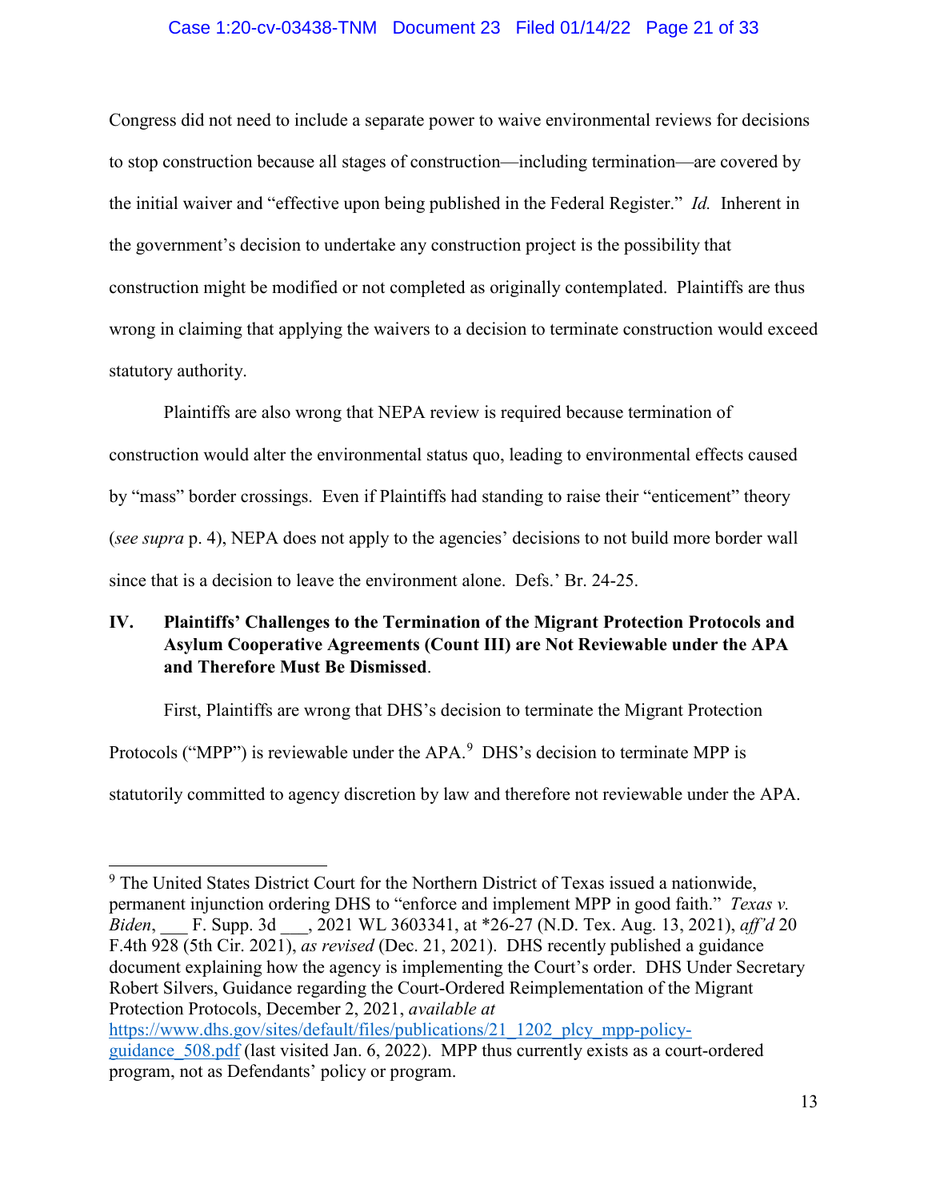Congress did not need to include a separate power to waive environmental reviews for decisions to stop construction because all stages of construction—including termination—are covered by the initial waiver and "effective upon being published in the Federal Register." *Id.* Inherent in the government's decision to undertake any construction project is the possibility that construction might be modified or not completed as originally contemplated. Plaintiffs are thus wrong in claiming that applying the waivers to a decision to terminate construction would exceed statutory authority.

Plaintiffs are also wrong that NEPA review is required because termination of construction would alter the environmental status quo, leading to environmental effects caused by "mass" border crossings. Even if Plaintiffs had standing to raise their "enticement" theory (*see supra* p. 4), NEPA does not apply to the agencies' decisions to not build more border wall since that is a decision to leave the environment alone. Defs.' Br. 24-25.

## IV. Plaintiffs' Challenges to the Termination of the Migrant Protection Protocols and Asylum Cooperative Agreements (Count III) are Not Reviewable under the APA and Therefore Must Be Dismissed.

First, Plaintiffs are wrong that DHS's decision to terminate the Migrant Protection Protocols ("MPP") is reviewable under the APA.[9] DHS's decision to terminate MPP is statutorily committed to agency discretion by law and therefore not reviewable under the APA.

---

[9] The United States District Court for the Northern District of Texas issued a nationwide, permanent injunction ordering DHS to "enforce and implement MPP in good faith." *Texas v. Biden*, ___ F. Supp. 3d ___, 2021 WL 3603341, at *26-27 (N.D. Tex. Aug. 13, 2021), *aff'd* 20 F.4th 928 (5th Cir. 2021), *as revised* (Dec. 21, 2021). DHS recently published a guidance document explaining how the agency is implementing the Court's order. DHS Under Secretary Robert Silvers, Guidance regarding the Court-Ordered Reimplementation of the Migrant Protection Protocols, December 2, 2021, *available at* https://www.dhs.gov/sites/default/files/publications/21_1202_plcy_mpp-policy-guidance_508.pdf (last visited Jan. 6, 2022). MPP thus currently exists as a court-ordered program, not as Defendants' policy or program.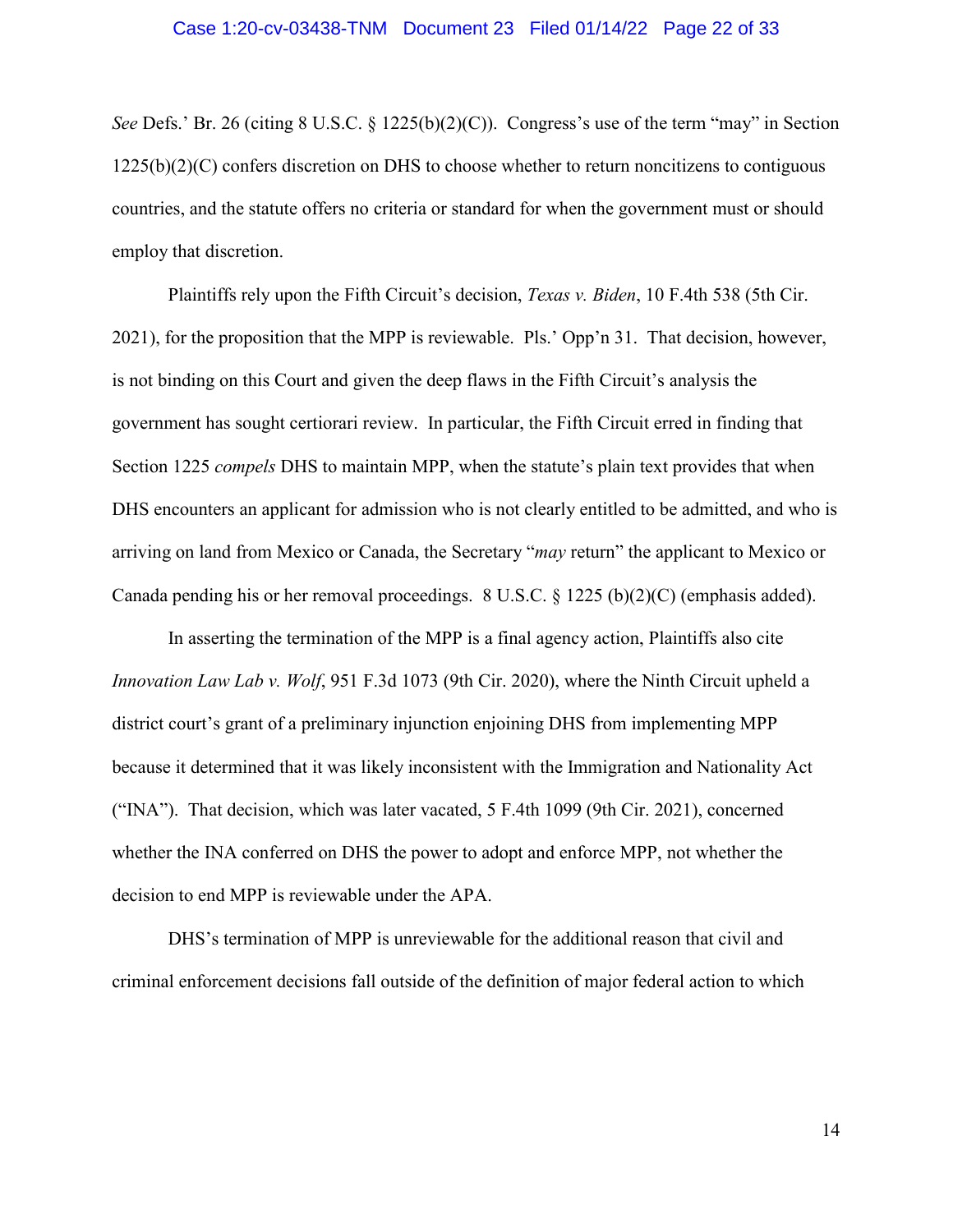*See* Defs.' Br. 26 (citing 8 U.S.C. § 1225(b)(2)(C)). Congress's use of the term "may" in Section 1225(b)(2)(C) confers discretion on DHS to choose whether to return noncitizens to contiguous countries, and the statute offers no criteria or standard for when the government must or should employ that discretion.

Plaintiffs rely upon the Fifth Circuit's decision, *Texas v. Biden*, 10 F.4th 538 (5th Cir. 2021), for the proposition that the MPP is reviewable. Pls.' Opp'n 31. That decision, however, is not binding on this Court and given the deep flaws in the Fifth Circuit's analysis the government has sought certiorari review. In particular, the Fifth Circuit erred in finding that Section 1225 *compels* DHS to maintain MPP, when the statute's plain text provides that when DHS encounters an applicant for admission who is not clearly entitled to be admitted, and who is arriving on land from Mexico or Canada, the Secretary "*may* return" the applicant to Mexico or Canada pending his or her removal proceedings. 8 U.S.C. § 1225 (b)(2)(C) (emphasis added).

In asserting the termination of the MPP is a final agency action, Plaintiffs also cite *Innovation Law Lab v. Wolf*, 951 F.3d 1073 (9th Cir. 2020), where the Ninth Circuit upheld a district court's grant of a preliminary injunction enjoining DHS from implementing MPP because it determined that it was likely inconsistent with the Immigration and Nationality Act ("INA"). That decision, which was later vacated, 5 F.4th 1099 (9th Cir. 2021), concerned whether the INA conferred on DHS the power to adopt and enforce MPP, not whether the decision to end MPP is reviewable under the APA.

DHS's termination of MPP is unreviewable for the additional reason that civil and criminal enforcement decisions fall outside of the definition of major federal action to which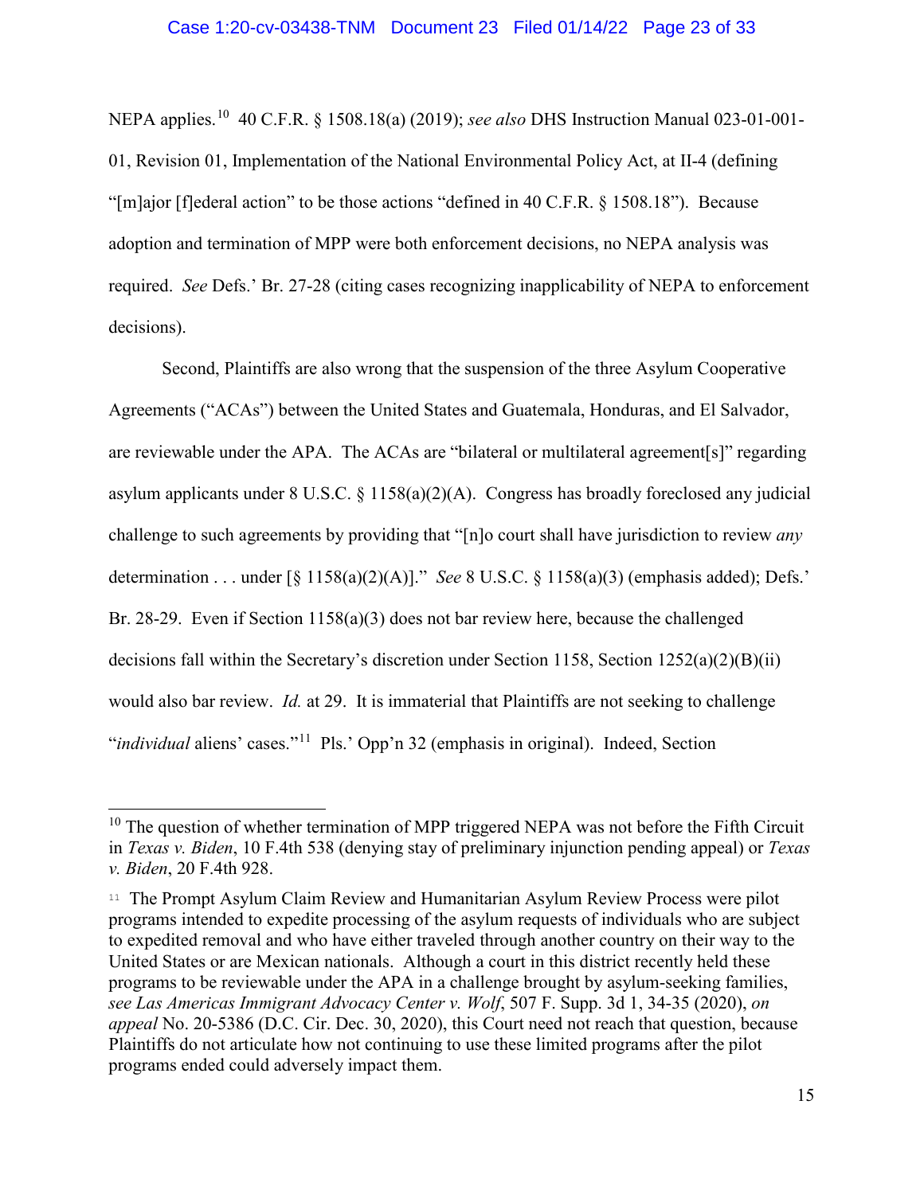NEPA applies.[10] 40 C.F.R. § 1508.18(a) (2019); *see also* DHS Instruction Manual 023-01-001-01, Revision 01, Implementation of the National Environmental Policy Act, at II-4 (defining "[m]ajor [f]ederal action" to be those actions "defined in 40 C.F.R. § 1508.18"). Because adoption and termination of MPP were both enforcement decisions, no NEPA analysis was required. *See* Defs.' Br. 27-28 (citing cases recognizing inapplicability of NEPA to enforcement decisions).

Second, Plaintiffs are also wrong that the suspension of the three Asylum Cooperative Agreements ("ACAs") between the United States and Guatemala, Honduras, and El Salvador, are reviewable under the APA. The ACAs are "bilateral or multilateral agreement[s]" regarding asylum applicants under 8 U.S.C. § 1158(a)(2)(A). Congress has broadly foreclosed any judicial challenge to such agreements by providing that "[n]o court shall have jurisdiction to review *any* determination . . . under [§ 1158(a)(2)(A)]." *See* 8 U.S.C. § 1158(a)(3) (emphasis added); Defs.' Br. 28-29. Even if Section 1158(a)(3) does not bar review here, because the challenged decisions fall within the Secretary's discretion under Section 1158, Section 1252(a)(2)(B)(ii) would also bar review. *Id.* at 29. It is immaterial that Plaintiffs are not seeking to challenge "*individual* aliens' cases."[11] Pls.' Opp'n 32 (emphasis in original). Indeed, Section

---

[10] The question of whether termination of MPP triggered NEPA was not before the Fifth Circuit in *Texas v. Biden*, 10 F.4th 538 (denying stay of preliminary injunction pending appeal) or *Texas v. Biden*, 20 F.4th 928.

[11] The Prompt Asylum Claim Review and Humanitarian Asylum Review Process were pilot programs intended to expedite processing of the asylum requests of individuals who are subject to expedited removal and who have either traveled through another country on their way to the United States or are Mexican nationals. Although a court in this district recently held these programs to be reviewable under the APA in a challenge brought by asylum-seeking families, *see Las Americas Immigrant Advocacy Center v. Wolf*, 507 F. Supp. 3d 1, 34-35 (2020), *on appeal* No. 20-5386 (D.C. Cir. Dec. 30, 2020), this Court need not reach that question, because Plaintiffs do not articulate how not continuing to use these limited programs after the pilot programs ended could adversely impact them.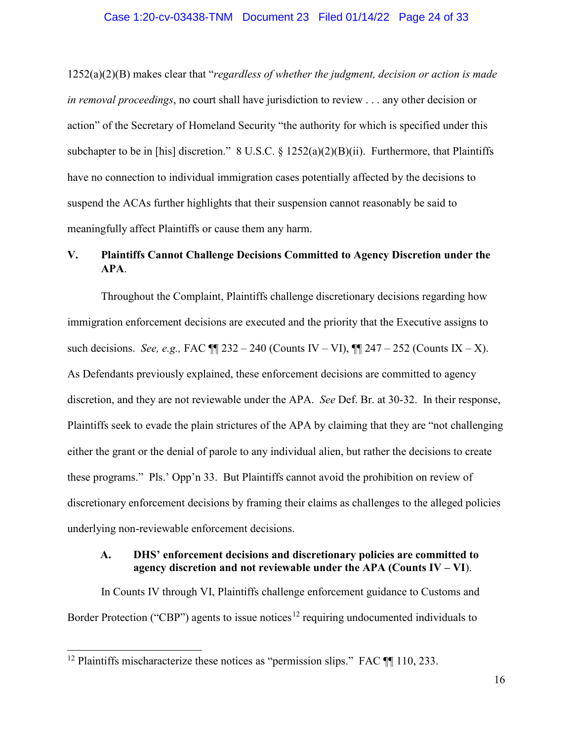1252(a)(2)(B) makes clear that "*regardless of whether the judgment, decision or action is made in removal proceedings*, no court shall have jurisdiction to review . . . any other decision or action" of the Secretary of Homeland Security "the authority for which is specified under this subchapter to be in [his] discretion." 8 U.S.C. § 1252(a)(2)(B)(ii). Furthermore, that Plaintiffs have no connection to individual immigration cases potentially affected by the decisions to suspend the ACAs further highlights that their suspension cannot reasonably be said to meaningfully affect Plaintiffs or cause them any harm.

## V. Plaintiffs Cannot Challenge Decisions Committed to Agency Discretion under the APA.

Throughout the Complaint, Plaintiffs challenge discretionary decisions regarding how immigration enforcement decisions are executed and the priority that the Executive assigns to such decisions. *See, e.g.,* FAC ¶¶ 232 – 240 (Counts IV – VI), ¶¶ 247 – 252 (Counts IX – X). As Defendants previously explained, these enforcement decisions are committed to agency discretion, and they are not reviewable under the APA. *See* Def. Br. at 30-32. In their response, Plaintiffs seek to evade the plain strictures of the APA by claiming that they are "not challenging either the grant or the denial of parole to any individual alien, but rather the decisions to create these programs." Pls.' Opp'n 33. But Plaintiffs cannot avoid the prohibition on review of discretionary enforcement decisions by framing their claims as challenges to the alleged policies underlying non-reviewable enforcement decisions.

### A. DHS' enforcement decisions and discretionary policies are committed to agency discretion and not reviewable under the APA (Counts IV – VI).

In Counts IV through VI, Plaintiffs challenge enforcement guidance to Customs and Border Protection ("CBP") agents to issue notices[12] requiring undocumented individuals to

[12] Plaintiffs mischaracterize these notices as "permission slips." FAC ¶¶ 110, 233.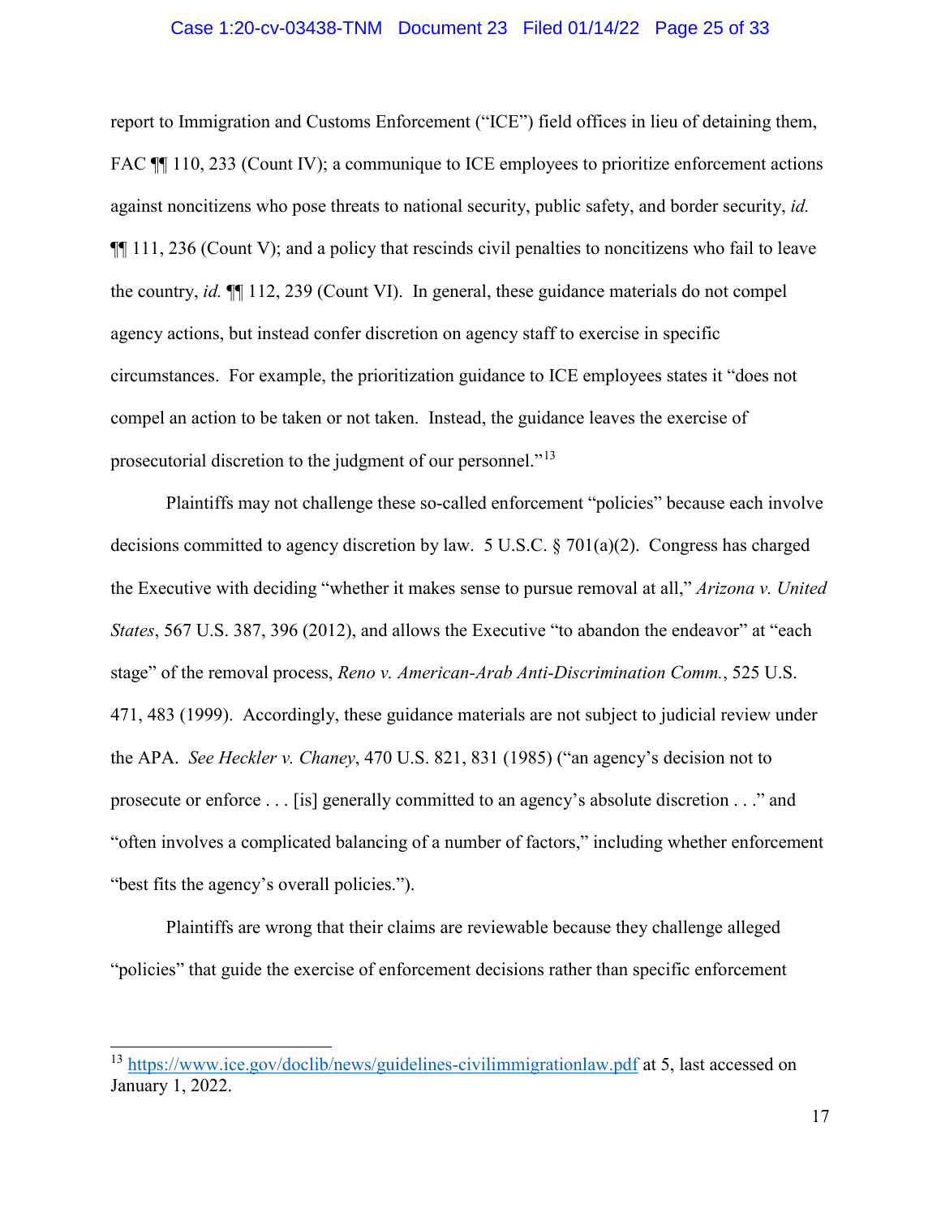report to Immigration and Customs Enforcement ("ICE") field offices in lieu of detaining them, FAC ¶¶ 110, 233 (Count IV); a communique to ICE employees to prioritize enforcement actions against noncitizens who pose threats to national security, public safety, and border security, *id.* ¶¶ 111, 236 (Count V); and a policy that rescinds civil penalties to noncitizens who fail to leave the country, *id.* ¶¶ 112, 239 (Count VI). In general, these guidance materials do not compel agency actions, but instead confer discretion on agency staff to exercise in specific circumstances. For example, the prioritization guidance to ICE employees states it "does not compel an action to be taken or not taken. Instead, the guidance leaves the exercise of prosecutorial discretion to the judgment of our personnel."[13]

Plaintiffs may not challenge these so-called enforcement "policies" because each involve decisions committed to agency discretion by law. 5 U.S.C. § 701(a)(2). Congress has charged the Executive with deciding "whether it makes sense to pursue removal at all," *Arizona v. United States*, 567 U.S. 387, 396 (2012), and allows the Executive "to abandon the endeavor" at "each stage" of the removal process, *Reno v. American-Arab Anti-Discrimination Comm.*, 525 U.S. 471, 483 (1999). Accordingly, these guidance materials are not subject to judicial review under the APA. *See Heckler v. Chaney*, 470 U.S. 821, 831 (1985) ("an agency's decision not to prosecute or enforce . . . [is] generally committed to an agency's absolute discretion . . ." and "often involves a complicated balancing of a number of factors," including whether enforcement "best fits the agency's overall policies.").

Plaintiffs are wrong that their claims are reviewable because they challenge alleged "policies" that guide the exercise of enforcement decisions rather than specific enforcement

---

[13] https://www.ice.gov/doclib/news/guidelines-civilimmigrationlaw.pdf at 5, last accessed on January 1, 2022.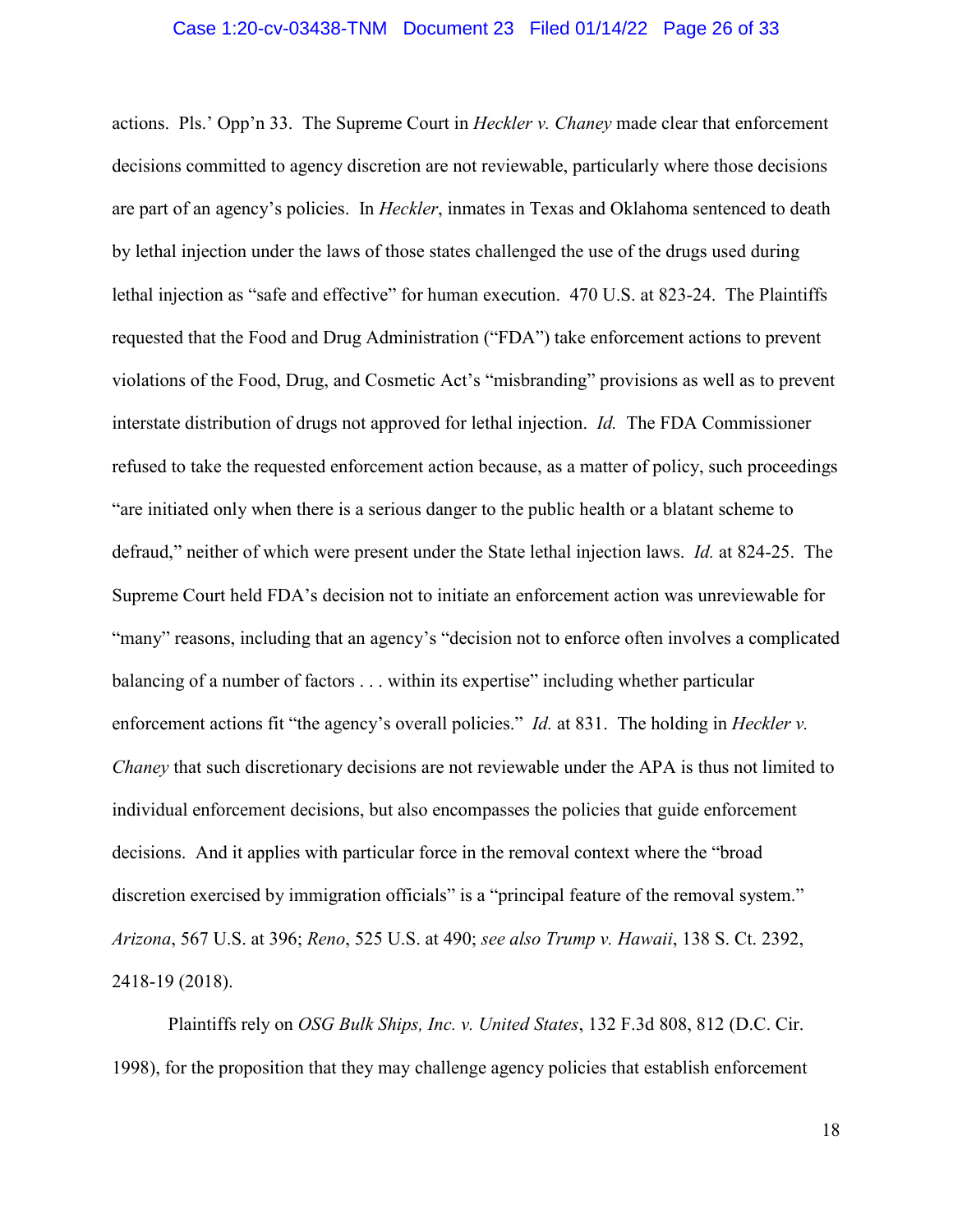actions. Pls.' Opp'n 33. The Supreme Court in *Heckler v. Chaney* made clear that enforcement decisions committed to agency discretion are not reviewable, particularly where those decisions are part of an agency's policies. In *Heckler*, inmates in Texas and Oklahoma sentenced to death by lethal injection under the laws of those states challenged the use of the drugs used during lethal injection as "safe and effective" for human execution. 470 U.S. at 823-24. The Plaintiffs requested that the Food and Drug Administration ("FDA") take enforcement actions to prevent violations of the Food, Drug, and Cosmetic Act's "misbranding" provisions as well as to prevent interstate distribution of drugs not approved for lethal injection. *Id.* The FDA Commissioner refused to take the requested enforcement action because, as a matter of policy, such proceedings "are initiated only when there is a serious danger to the public health or a blatant scheme to defraud," neither of which were present under the State lethal injection laws. *Id.* at 824-25. The Supreme Court held FDA's decision not to initiate an enforcement action was unreviewable for "many" reasons, including that an agency's "decision not to enforce often involves a complicated balancing of a number of factors . . . within its expertise" including whether particular enforcement actions fit "the agency's overall policies." *Id.* at 831. The holding in *Heckler v. Chaney* that such discretionary decisions are not reviewable under the APA is thus not limited to individual enforcement decisions, but also encompasses the policies that guide enforcement decisions. And it applies with particular force in the removal context where the "broad discretion exercised by immigration officials" is a "principal feature of the removal system." *Arizona*, 567 U.S. at 396; *Reno*, 525 U.S. at 490; *see also Trump v. Hawaii*, 138 S. Ct. 2392, 2418-19 (2018).

Plaintiffs rely on *OSG Bulk Ships, Inc. v. United States*, 132 F.3d 808, 812 (D.C. Cir. 1998), for the proposition that they may challenge agency policies that establish enforcement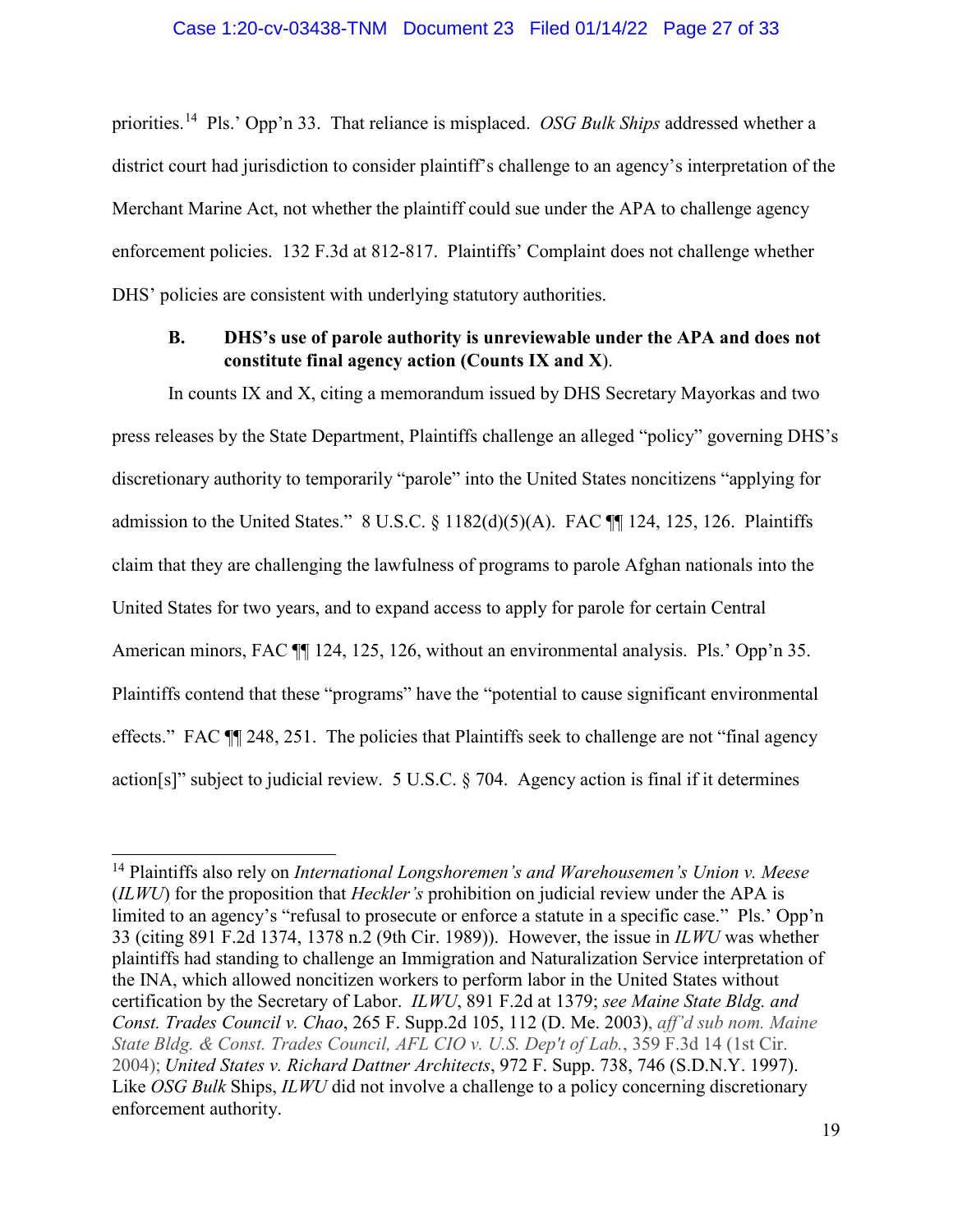priorities.[14] Pls.' Opp'n 33. That reliance is misplaced. *OSG Bulk Ships* addressed whether a district court had jurisdiction to consider plaintiff's challenge to an agency's interpretation of the Merchant Marine Act, not whether the plaintiff could sue under the APA to challenge agency enforcement policies. 132 F.3d at 812-817. Plaintiffs' Complaint does not challenge whether DHS' policies are consistent with underlying statutory authorities.

### B. DHS's use of parole authority is unreviewable under the APA and does not constitute final agency action (Counts IX and X).

In counts IX and X, citing a memorandum issued by DHS Secretary Mayorkas and two press releases by the State Department, Plaintiffs challenge an alleged "policy" governing DHS's discretionary authority to temporarily "parole" into the United States noncitizens "applying for admission to the United States." 8 U.S.C. § 1182(d)(5)(A). FAC ¶¶ 124, 125, 126. Plaintiffs claim that they are challenging the lawfulness of programs to parole Afghan nationals into the United States for two years, and to expand access to apply for parole for certain Central American minors, FAC ¶¶ 124, 125, 126, without an environmental analysis. Pls.' Opp'n 35. Plaintiffs contend that these "programs" have the "potential to cause significant environmental effects." FAC ¶¶ 248, 251. The policies that Plaintiffs seek to challenge are not "final agency action[s]" subject to judicial review. 5 U.S.C. § 704. Agency action is final if it determines

---

[14] Plaintiffs also rely on *International Longshoremen's and Warehousemen's Union v. Meese* (*ILWU*) for the proposition that *Heckler's* prohibition on judicial review under the APA is limited to an agency's "refusal to prosecute or enforce a statute in a specific case." Pls.' Opp'n 33 (citing 891 F.2d 1374, 1378 n.2 (9th Cir. 1989)). However, the issue in *ILWU* was whether plaintiffs had standing to challenge an Immigration and Naturalization Service interpretation of the INA, which allowed noncitizen workers to perform labor in the United States without certification by the Secretary of Labor. *ILWU*, 891 F.2d at 1379; *see Maine State Bldg. and Const. Trades Council v. Chao*, 265 F. Supp.2d 105, 112 (D. Me. 2003), *aff'd sub nom. Maine State Bldg. & Const. Trades Council, AFL CIO v. U.S. Dep't of Lab.*, 359 F.3d 14 (1st Cir. 2004); *United States v. Richard Dattner Architects*, 972 F. Supp. 738, 746 (S.D.N.Y. 1997). Like *OSG Bulk* Ships, *ILWU* did not involve a challenge to a policy concerning discretionary enforcement authority.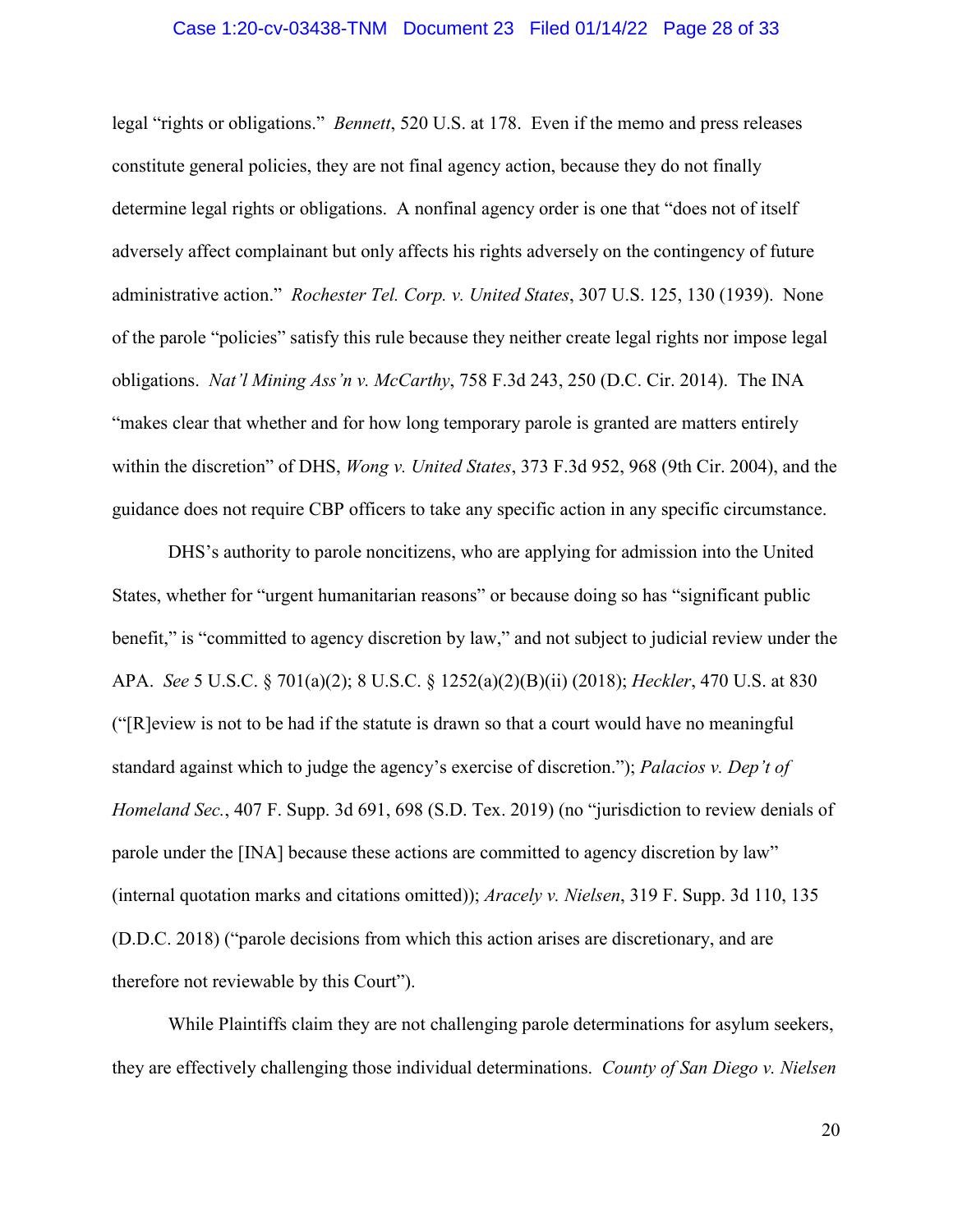legal "rights or obligations." *Bennett*, 520 U.S. at 178. Even if the memo and press releases constitute general policies, they are not final agency action, because they do not finally determine legal rights or obligations. A nonfinal agency order is one that "does not of itself adversely affect complainant but only affects his rights adversely on the contingency of future administrative action." *Rochester Tel. Corp. v. United States*, 307 U.S. 125, 130 (1939). None of the parole "policies" satisfy this rule because they neither create legal rights nor impose legal obligations. *Nat'l Mining Ass'n v. McCarthy*, 758 F.3d 243, 250 (D.C. Cir. 2014). The INA "makes clear that whether and for how long temporary parole is granted are matters entirely within the discretion" of DHS, *Wong v. United States*, 373 F.3d 952, 968 (9th Cir. 2004), and the guidance does not require CBP officers to take any specific action in any specific circumstance.

DHS's authority to parole noncitizens, who are applying for admission into the United States, whether for "urgent humanitarian reasons" or because doing so has "significant public benefit," is "committed to agency discretion by law," and not subject to judicial review under the APA. *See* 5 U.S.C. § 701(a)(2); 8 U.S.C. § 1252(a)(2)(B)(ii) (2018); *Heckler*, 470 U.S. at 830 ("[R]eview is not to be had if the statute is drawn so that a court would have no meaningful standard against which to judge the agency's exercise of discretion."); *Palacios v. Dep't of Homeland Sec.*, 407 F. Supp. 3d 691, 698 (S.D. Tex. 2019) (no "jurisdiction to review denials of parole under the [INA] because these actions are committed to agency discretion by law" (internal quotation marks and citations omitted)); *Aracely v. Nielsen*, 319 F. Supp. 3d 110, 135 (D.D.C. 2018) ("parole decisions from which this action arises are discretionary, and are therefore not reviewable by this Court").

While Plaintiffs claim they are not challenging parole determinations for asylum seekers, they are effectively challenging those individual determinations. *County of San Diego v. Nielsen*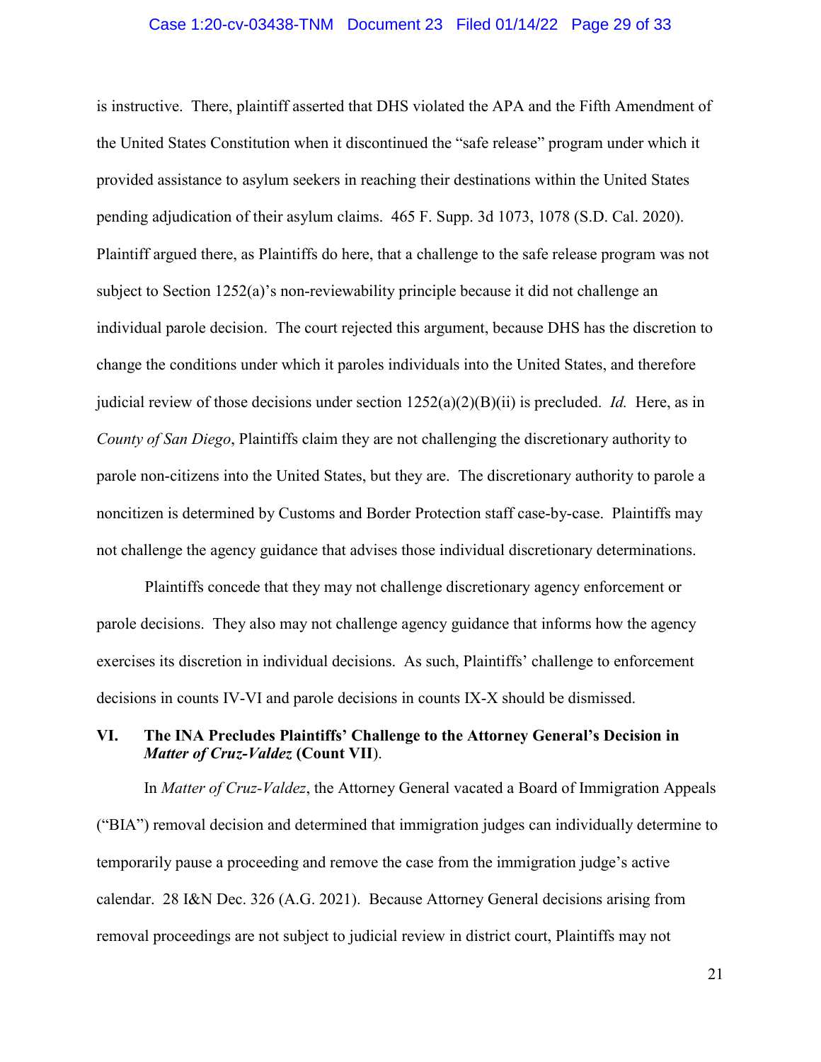is instructive. There, plaintiff asserted that DHS violated the APA and the Fifth Amendment of the United States Constitution when it discontinued the "safe release" program under which it provided assistance to asylum seekers in reaching their destinations within the United States pending adjudication of their asylum claims. 465 F. Supp. 3d 1073, 1078 (S.D. Cal. 2020). Plaintiff argued there, as Plaintiffs do here, that a challenge to the safe release program was not subject to Section 1252(a)'s non-reviewability principle because it did not challenge an individual parole decision. The court rejected this argument, because DHS has the discretion to change the conditions under which it paroles individuals into the United States, and therefore judicial review of those decisions under section 1252(a)(2)(B)(ii) is precluded. *Id.* Here, as in *County of San Diego*, Plaintiffs claim they are not challenging the discretionary authority to parole non-citizens into the United States, but they are. The discretionary authority to parole a noncitizen is determined by Customs and Border Protection staff case-by-case. Plaintiffs may not challenge the agency guidance that advises those individual discretionary determinations.

Plaintiffs concede that they may not challenge discretionary agency enforcement or parole decisions. They also may not challenge agency guidance that informs how the agency exercises its discretion in individual decisions. As such, Plaintiffs' challenge to enforcement decisions in counts IV-VI and parole decisions in counts IX-X should be dismissed.

## VI. The INA Precludes Plaintiffs' Challenge to the Attorney General's Decision in *Matter of Cruz-Valdez* (Count VII).

In *Matter of Cruz-Valdez*, the Attorney General vacated a Board of Immigration Appeals ("BIA") removal decision and determined that immigration judges can individually determine to temporarily pause a proceeding and remove the case from the immigration judge's active calendar. 28 I&N Dec. 326 (A.G. 2021). Because Attorney General decisions arising from removal proceedings are not subject to judicial review in district court, Plaintiffs may not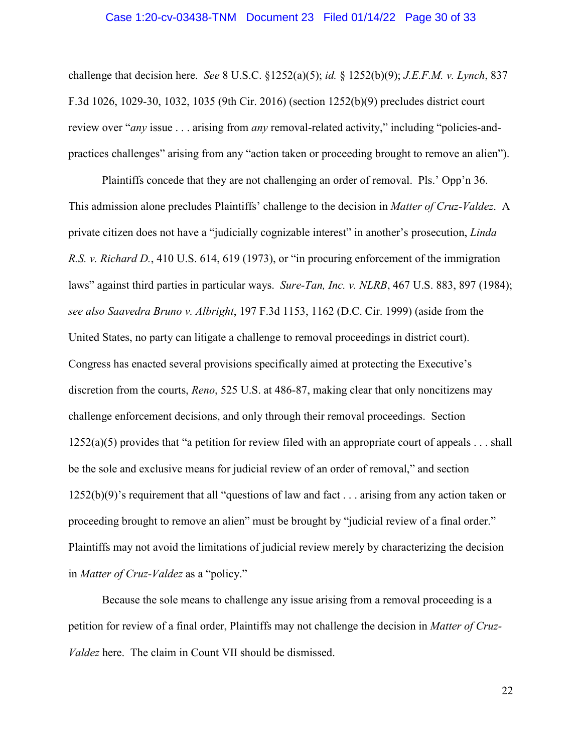challenge that decision here. *See* 8 U.S.C. §1252(a)(5); *id.* § 1252(b)(9); *J.E.F.M. v. Lynch*, 837 F.3d 1026, 1029-30, 1032, 1035 (9th Cir. 2016) (section 1252(b)(9) precludes district court review over "*any* issue . . . arising from *any* removal-related activity," including "policies-and-practices challenges" arising from any "action taken or proceeding brought to remove an alien").

Plaintiffs concede that they are not challenging an order of removal. Pls.' Opp'n 36. This admission alone precludes Plaintiffs' challenge to the decision in *Matter of Cruz-Valdez*. A private citizen does not have a "judicially cognizable interest" in another's prosecution, *Linda R.S. v. Richard D.*, 410 U.S. 614, 619 (1973), or "in procuring enforcement of the immigration laws" against third parties in particular ways. *Sure-Tan, Inc. v. NLRB*, 467 U.S. 883, 897 (1984); *see also Saavedra Bruno v. Albright*, 197 F.3d 1153, 1162 (D.C. Cir. 1999) (aside from the United States, no party can litigate a challenge to removal proceedings in district court). Congress has enacted several provisions specifically aimed at protecting the Executive's discretion from the courts, *Reno*, 525 U.S. at 486-87, making clear that only noncitizens may challenge enforcement decisions, and only through their removal proceedings. Section 1252(a)(5) provides that "a petition for review filed with an appropriate court of appeals . . . shall be the sole and exclusive means for judicial review of an order of removal," and section 1252(b)(9)'s requirement that all "questions of law and fact . . . arising from any action taken or proceeding brought to remove an alien" must be brought by "judicial review of a final order." Plaintiffs may not avoid the limitations of judicial review merely by characterizing the decision in *Matter of Cruz-Valdez* as a "policy."

Because the sole means to challenge any issue arising from a removal proceeding is a petition for review of a final order, Plaintiffs may not challenge the decision in *Matter of Cruz-Valdez* here. The claim in Count VII should be dismissed.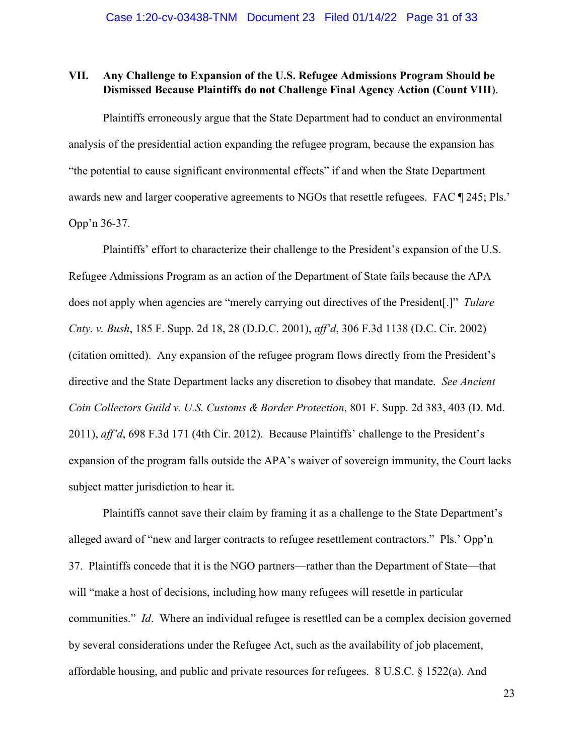### VII. Any Challenge to Expansion of the U.S. Refugee Admissions Program Should be Dismissed Because Plaintiffs do not Challenge Final Agency Action (Count VIII).

Plaintiffs erroneously argue that the State Department had to conduct an environmental analysis of the presidential action expanding the refugee program, because the expansion has "the potential to cause significant environmental effects" if and when the State Department awards new and larger cooperative agreements to NGOs that resettle refugees. FAC ¶ 245; Pls.' Opp'n 36-37.

Plaintiffs' effort to characterize their challenge to the President's expansion of the U.S. Refugee Admissions Program as an action of the Department of State fails because the APA does not apply when agencies are "merely carrying out directives of the President[.]" *Tulare Cnty. v. Bush*, 185 F. Supp. 2d 18, 28 (D.D.C. 2001), *aff'd*, 306 F.3d 1138 (D.C. Cir. 2002) (citation omitted). Any expansion of the refugee program flows directly from the President's directive and the State Department lacks any discretion to disobey that mandate. *See Ancient Coin Collectors Guild v. U.S. Customs & Border Protection*, 801 F. Supp. 2d 383, 403 (D. Md. 2011), *aff'd*, 698 F.3d 171 (4th Cir. 2012). Because Plaintiffs' challenge to the President's expansion of the program falls outside the APA's waiver of sovereign immunity, the Court lacks subject matter jurisdiction to hear it.

Plaintiffs cannot save their claim by framing it as a challenge to the State Department's alleged award of "new and larger contracts to refugee resettlement contractors." Pls.' Opp'n 37. Plaintiffs concede that it is the NGO partners—rather than the Department of State—that will "make a host of decisions, including how many refugees will resettle in particular communities." *Id*. Where an individual refugee is resettled can be a complex decision governed by several considerations under the Refugee Act, such as the availability of job placement, affordable housing, and public and private resources for refugees. 8 U.S.C. § 1522(a). And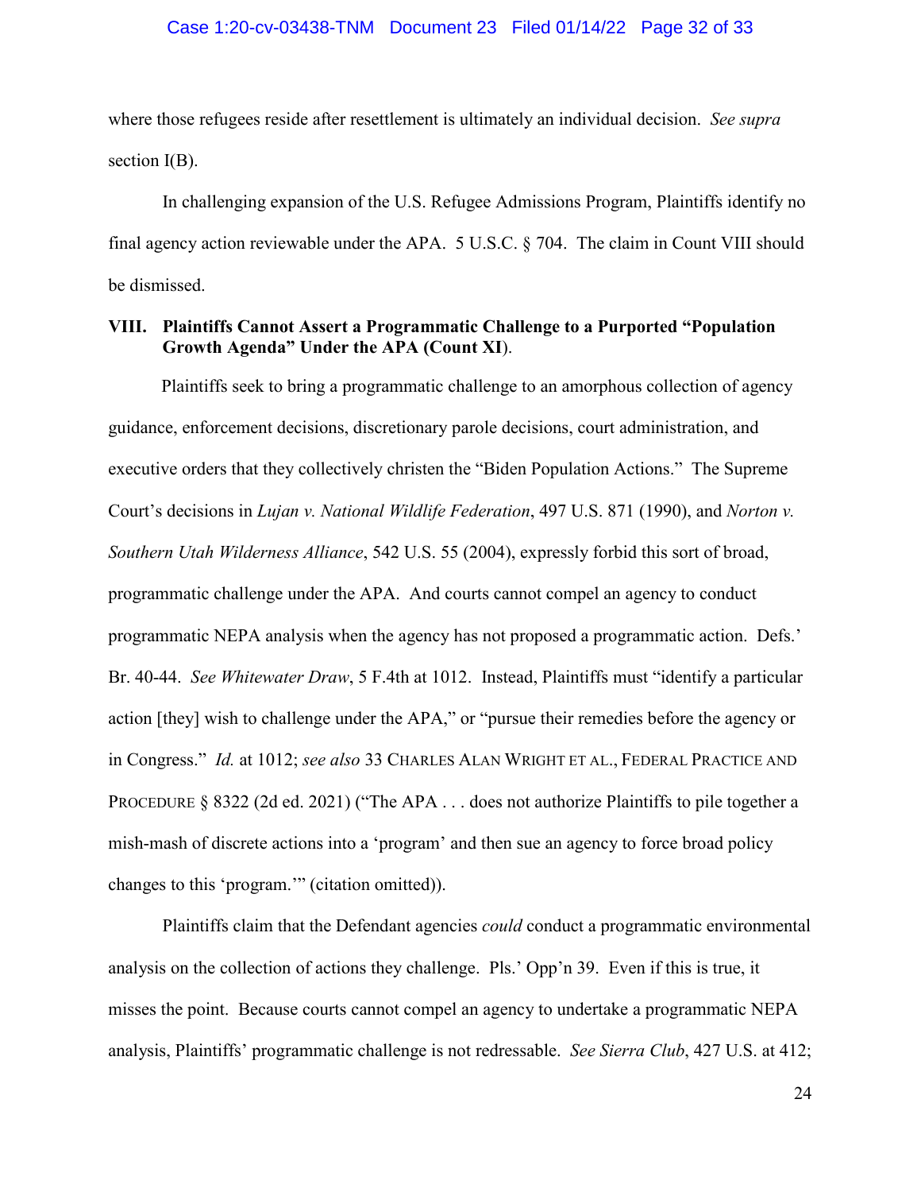where those refugees reside after resettlement is ultimately an individual decision. *See supra* section I(B).

In challenging expansion of the U.S. Refugee Admissions Program, Plaintiffs identify no final agency action reviewable under the APA. 5 U.S.C. § 704. The claim in Count VIII should be dismissed.

## VIII. Plaintiffs Cannot Assert a Programmatic Challenge to a Purported "Population Growth Agenda" Under the APA (Count XI).

Plaintiffs seek to bring a programmatic challenge to an amorphous collection of agency guidance, enforcement decisions, discretionary parole decisions, court administration, and executive orders that they collectively christen the "Biden Population Actions." The Supreme Court's decisions in *Lujan v. National Wildlife Federation*, 497 U.S. 871 (1990), and *Norton v. Southern Utah Wilderness Alliance*, 542 U.S. 55 (2004), expressly forbid this sort of broad, programmatic challenge under the APA. And courts cannot compel an agency to conduct programmatic NEPA analysis when the agency has not proposed a programmatic action. Defs.' Br. 40-44. *See Whitewater Draw*, 5 F.4th at 1012. Instead, Plaintiffs must "identify a particular action [they] wish to challenge under the APA," or "pursue their remedies before the agency or in Congress." *Id.* at 1012; *see also* 33 CHARLES ALAN WRIGHT ET AL., FEDERAL PRACTICE AND PROCEDURE § 8322 (2d ed. 2021) ("The APA . . . does not authorize Plaintiffs to pile together a mish-mash of discrete actions into a 'program' and then sue an agency to force broad policy changes to this 'program.'" (citation omitted)).

Plaintiffs claim that the Defendant agencies *could* conduct a programmatic environmental analysis on the collection of actions they challenge. Pls.' Opp'n 39. Even if this is true, it misses the point. Because courts cannot compel an agency to undertake a programmatic NEPA analysis, Plaintiffs' programmatic challenge is not redressable. *See Sierra Club*, 427 U.S. at 412;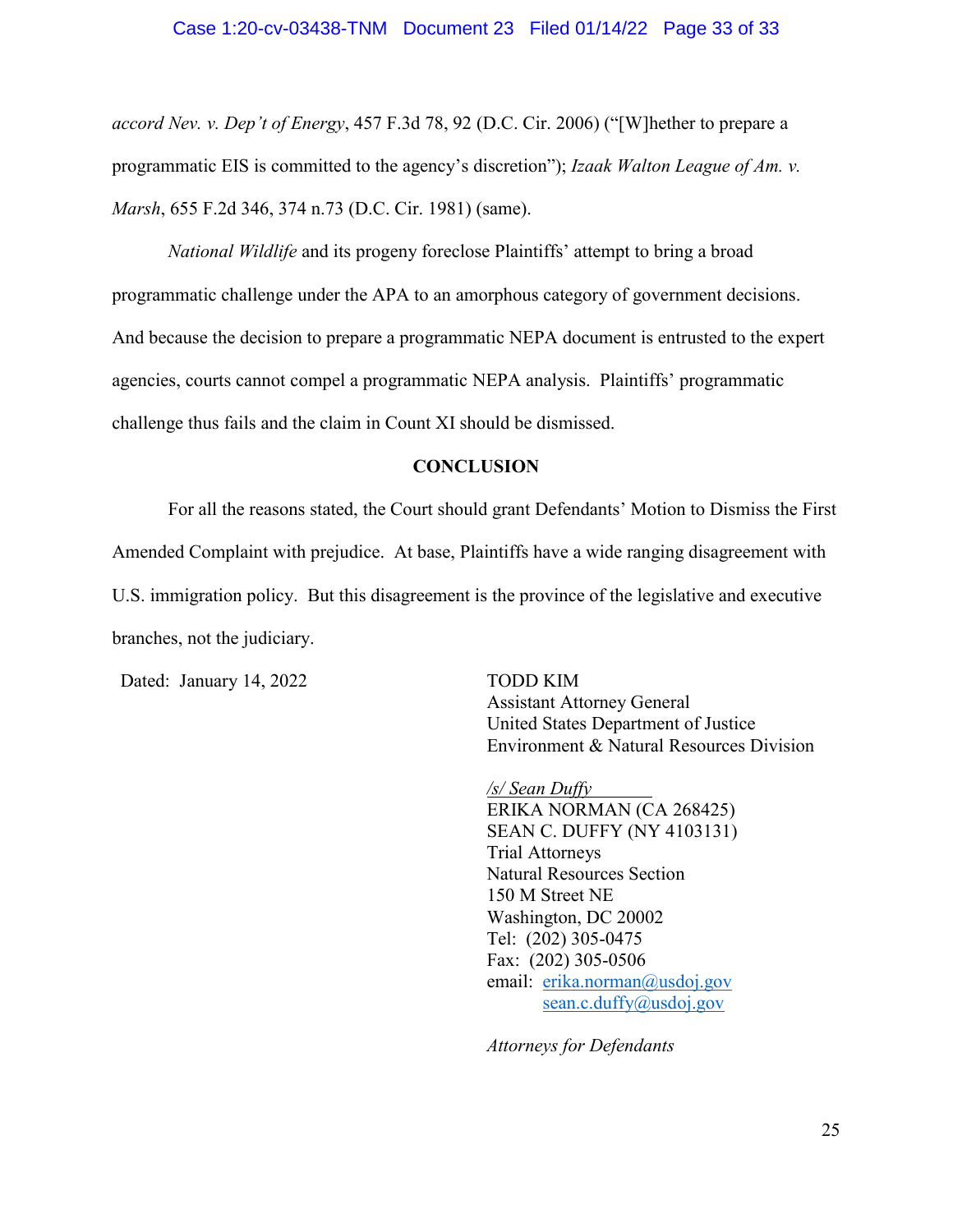*accord Nev. v. Dep't of Energy*, 457 F.3d 78, 92 (D.C. Cir. 2006) ("[W]hether to prepare a programmatic EIS is committed to the agency's discretion"); *Izaak Walton League of Am. v. Marsh*, 655 F.2d 346, 374 n.73 (D.C. Cir. 1981) (same).

*National Wildlife* and its progeny foreclose Plaintiffs' attempt to bring a broad programmatic challenge under the APA to an amorphous category of government decisions. And because the decision to prepare a programmatic NEPA document is entrusted to the expert agencies, courts cannot compel a programmatic NEPA analysis. Plaintiffs' programmatic challenge thus fails and the claim in Count XI should be dismissed.

**CONCLUSION**

For all the reasons stated, the Court should grant Defendants' Motion to Dismiss the First Amended Complaint with prejudice. At base, Plaintiffs have a wide ranging disagreement with U.S. immigration policy. But this disagreement is the province of the legislative and executive branches, not the judiciary.

Dated: January 14, 2022

TODD KIM
Assistant Attorney General
United States Department of Justice
Environment & Natural Resources Division

*/s/ Sean Duffy*
ERIKA NORMAN (CA 268425)
SEAN C. DUFFY (NY 4103131)
Trial Attorneys
Natural Resources Section
150 M Street NE
Washington, DC 20002
Tel: (202) 305-0475
Fax: (202) 305-0506
email: erika.norman@usdoj.gov
sean.c.duffy@usdoj.gov

*Attorneys for Defendants*